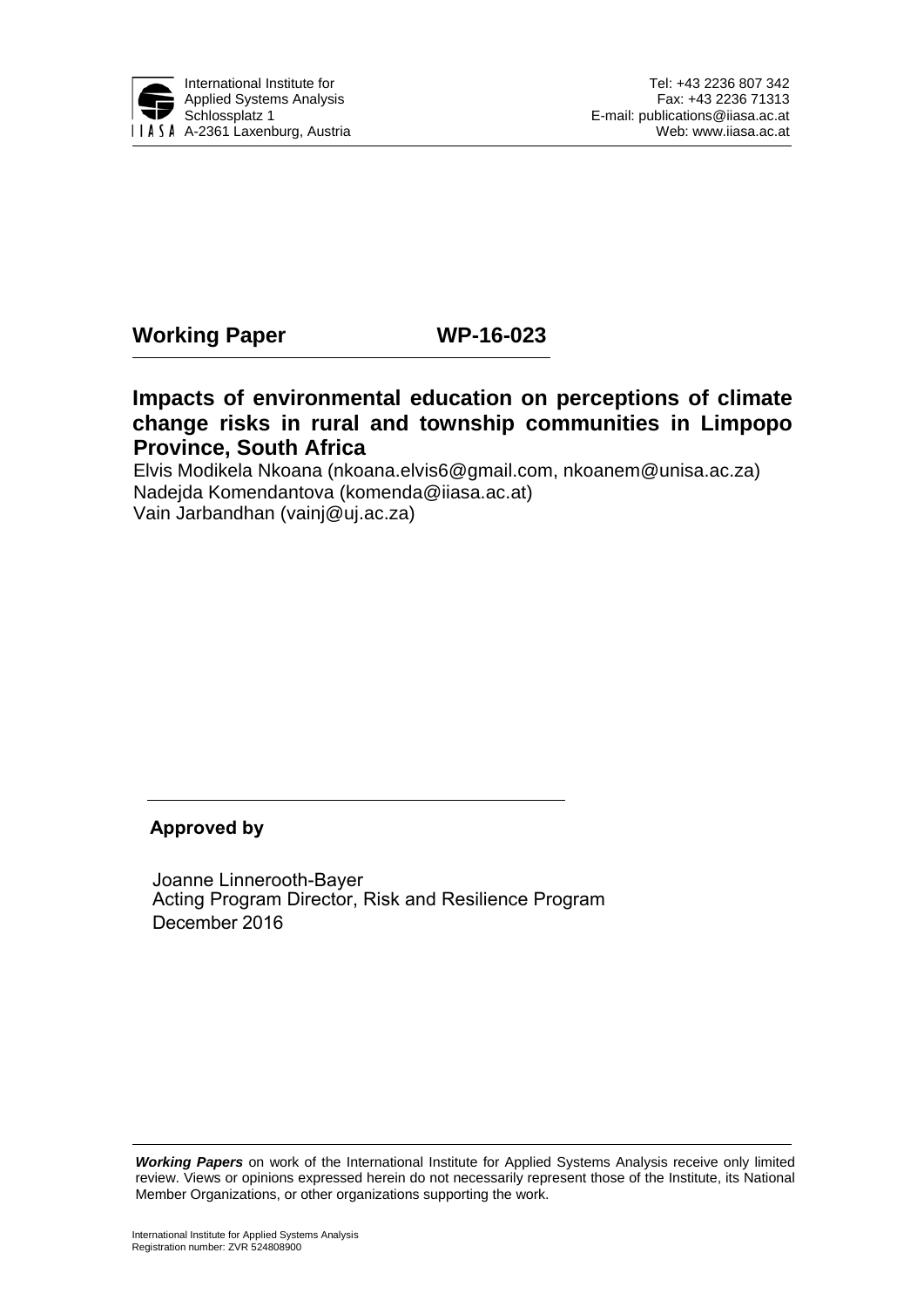International Institute for Applied Systems Analysis
Schlossplatz 1
A-2361 Laxenburg, Austria

Tel: +43 2236 807 342
Fax: +43 2236 71313
E-mail: publications@iiasa.ac.at
Web: www.iiasa.ac.at

**Working Paper WP-16-023**

# Impacts of environmental education on perceptions of climate change risks in rural and township communities in Limpopo Province, South Africa

Elvis Modikela Nkoana (nkoana.elvis6@gmail.com, nkoanem@unisa.ac.za)
Nadejda Komendantova (komenda@iiasa.ac.at)
Vain Jarbandhan (vainj@uj.ac.za)

**Approved by**

Joanne Linnerooth-Bayer
Acting Program Director, Risk and Resilience Program
December 2016

***Working Papers*** on work of the International Institute for Applied Systems Analysis receive only limited review. Views or opinions expressed herein do not necessarily represent those of the Institute, its National Member Organizations, or other organizations supporting the work.

International Institute for Applied Systems Analysis
Registration number: ZVR 524808900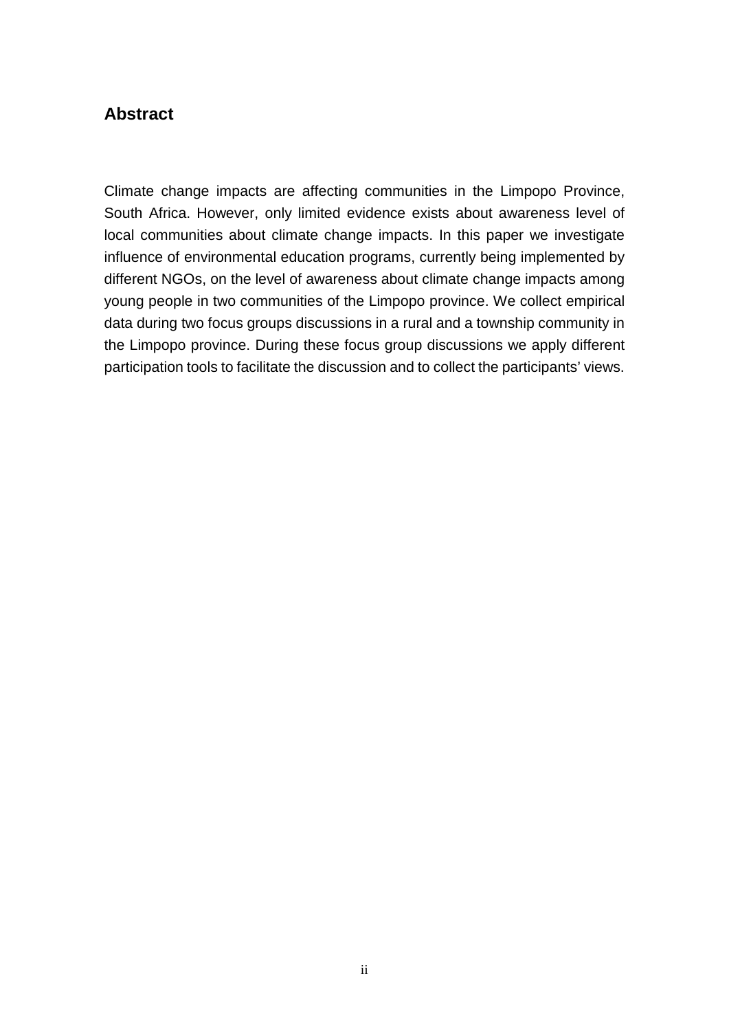## Abstract

Climate change impacts are affecting communities in the Limpopo Province, South Africa. However, only limited evidence exists about awareness level of local communities about climate change impacts. In this paper we investigate influence of environmental education programs, currently being implemented by different NGOs, on the level of awareness about climate change impacts among young people in two communities of the Limpopo province. We collect empirical data during two focus groups discussions in a rural and a township community in the Limpopo province. During these focus group discussions we apply different participation tools to facilitate the discussion and to collect the participants' views.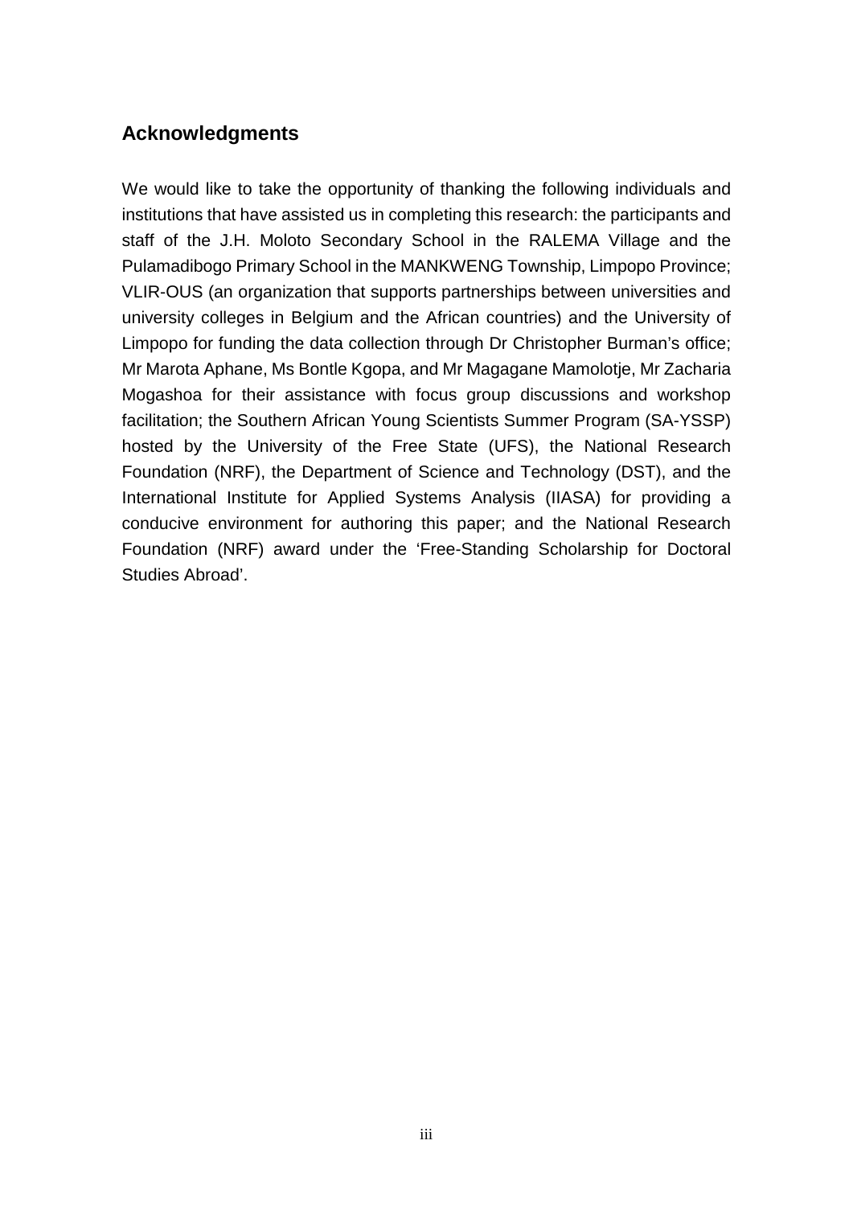## Acknowledgments

We would like to take the opportunity of thanking the following individuals and institutions that have assisted us in completing this research: the participants and staff of the J.H. Moloto Secondary School in the RALEMA Village and the Pulamadibogo Primary School in the MANKWENG Township, Limpopo Province; VLIR-OUS (an organization that supports partnerships between universities and university colleges in Belgium and the African countries) and the University of Limpopo for funding the data collection through Dr Christopher Burman's office; Mr Marota Aphane, Ms Bontle Kgopa, and Mr Magagane Mamolotje, Mr Zacharia Mogashoa for their assistance with focus group discussions and workshop facilitation; the Southern African Young Scientists Summer Program (SA-YSSP) hosted by the University of the Free State (UFS), the National Research Foundation (NRF), the Department of Science and Technology (DST), and the International Institute for Applied Systems Analysis (IIASA) for providing a conducive environment for authoring this paper; and the National Research Foundation (NRF) award under the 'Free-Standing Scholarship for Doctoral Studies Abroad'.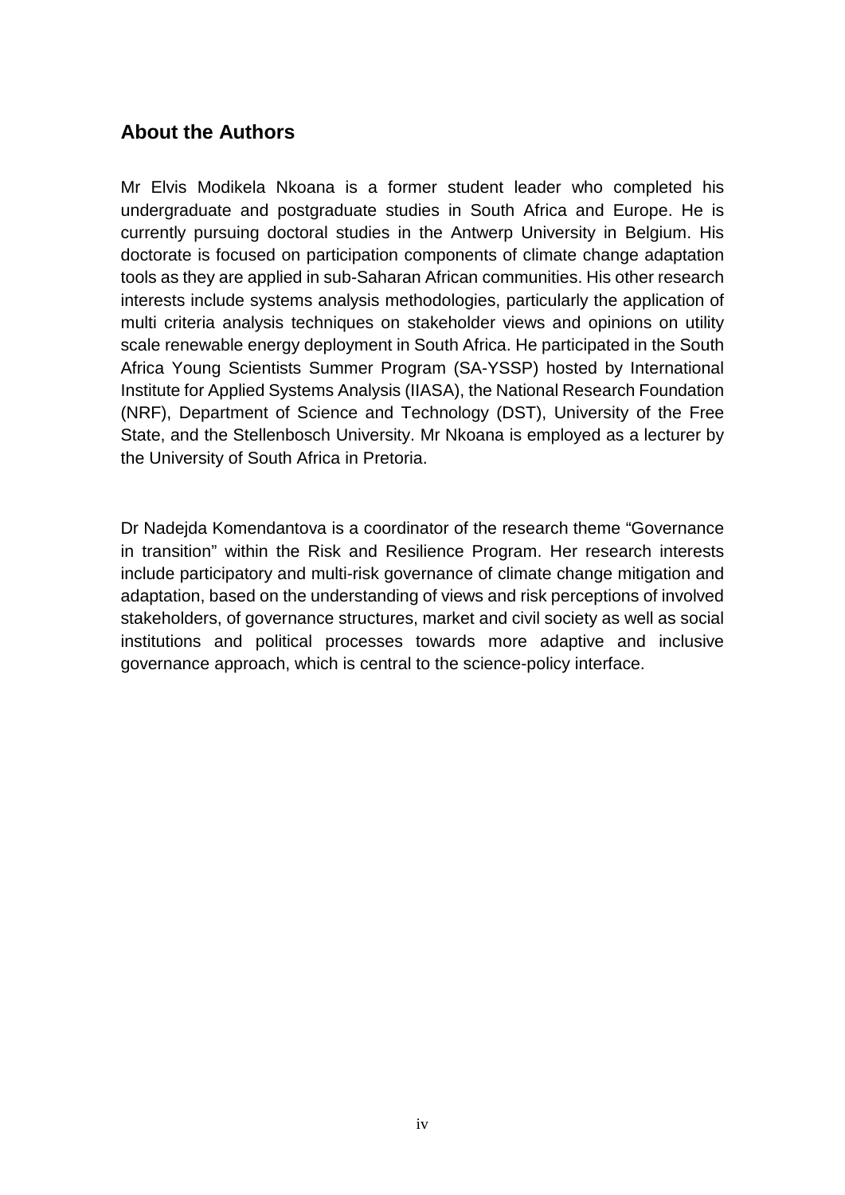## About the Authors

Mr Elvis Modikela Nkoana is a former student leader who completed his undergraduate and postgraduate studies in South Africa and Europe. He is currently pursuing doctoral studies in the Antwerp University in Belgium. His doctorate is focused on participation components of climate change adaptation tools as they are applied in sub-Saharan African communities. His other research interests include systems analysis methodologies, particularly the application of multi criteria analysis techniques on stakeholder views and opinions on utility scale renewable energy deployment in South Africa. He participated in the South Africa Young Scientists Summer Program (SA-YSSP) hosted by International Institute for Applied Systems Analysis (IIASA), the National Research Foundation (NRF), Department of Science and Technology (DST), University of the Free State, and the Stellenbosch University. Mr Nkoana is employed as a lecturer by the University of South Africa in Pretoria.

Dr Nadejda Komendantova is a coordinator of the research theme "Governance in transition" within the Risk and Resilience Program. Her research interests include participatory and multi-risk governance of climate change mitigation and adaptation, based on the understanding of views and risk perceptions of involved stakeholders, of governance structures, market and civil society as well as social institutions and political processes towards more adaptive and inclusive governance approach, which is central to the science-policy interface.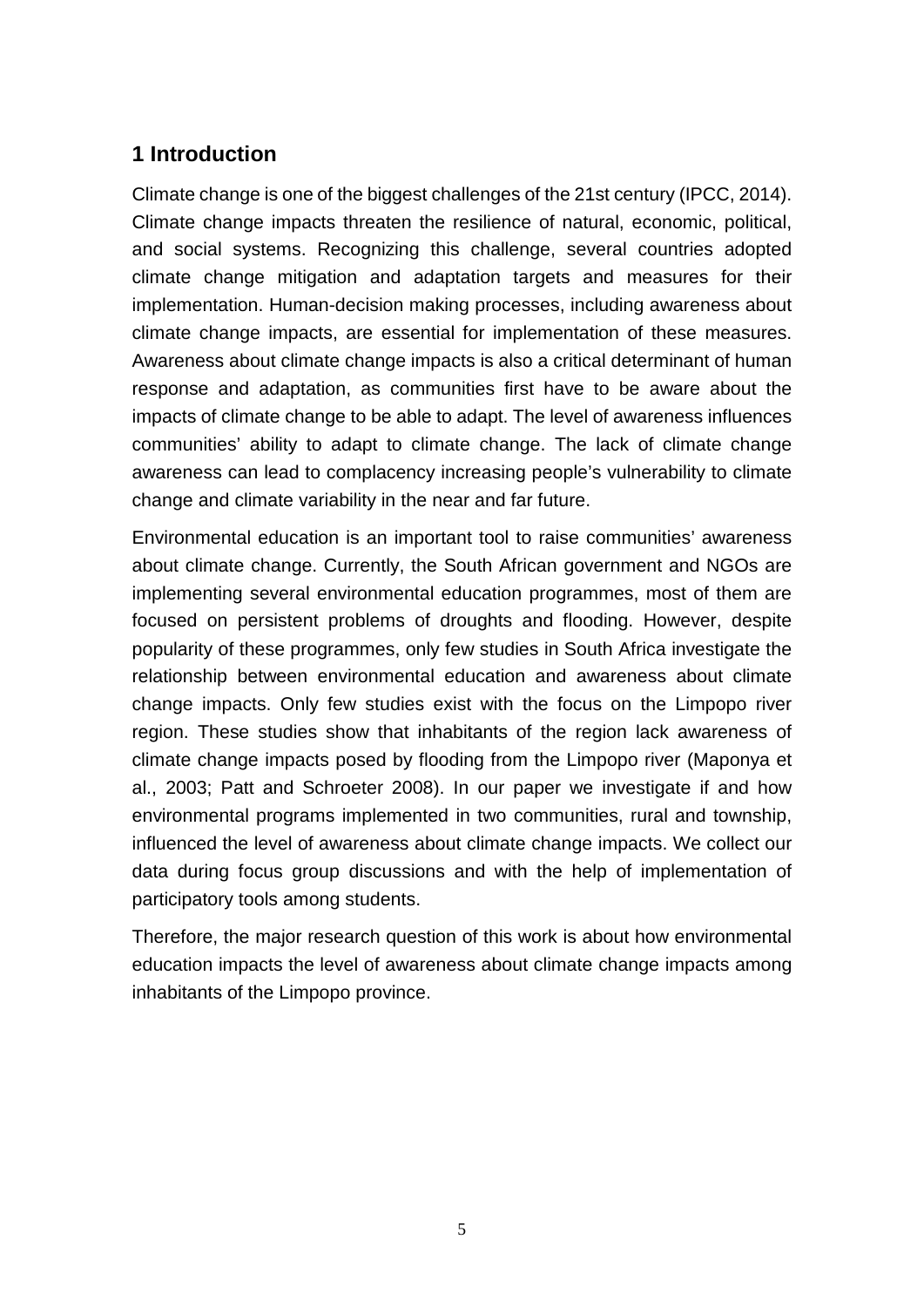## 1 Introduction

Climate change is one of the biggest challenges of the 21st century (IPCC, 2014). Climate change impacts threaten the resilience of natural, economic, political, and social systems. Recognizing this challenge, several countries adopted climate change mitigation and adaptation targets and measures for their implementation. Human-decision making processes, including awareness about climate change impacts, are essential for implementation of these measures. Awareness about climate change impacts is also a critical determinant of human response and adaptation, as communities first have to be aware about the impacts of climate change to be able to adapt. The level of awareness influences communities' ability to adapt to climate change. The lack of climate change awareness can lead to complacency increasing people's vulnerability to climate change and climate variability in the near and far future.

Environmental education is an important tool to raise communities' awareness about climate change. Currently, the South African government and NGOs are implementing several environmental education programmes, most of them are focused on persistent problems of droughts and flooding. However, despite popularity of these programmes, only few studies in South Africa investigate the relationship between environmental education and awareness about climate change impacts. Only few studies exist with the focus on the Limpopo river region. These studies show that inhabitants of the region lack awareness of climate change impacts posed by flooding from the Limpopo river (Maponya et al., 2003; Patt and Schroeter 2008). In our paper we investigate if and how environmental programs implemented in two communities, rural and township, influenced the level of awareness about climate change impacts. We collect our data during focus group discussions and with the help of implementation of participatory tools among students.

Therefore, the major research question of this work is about how environmental education impacts the level of awareness about climate change impacts among inhabitants of the Limpopo province.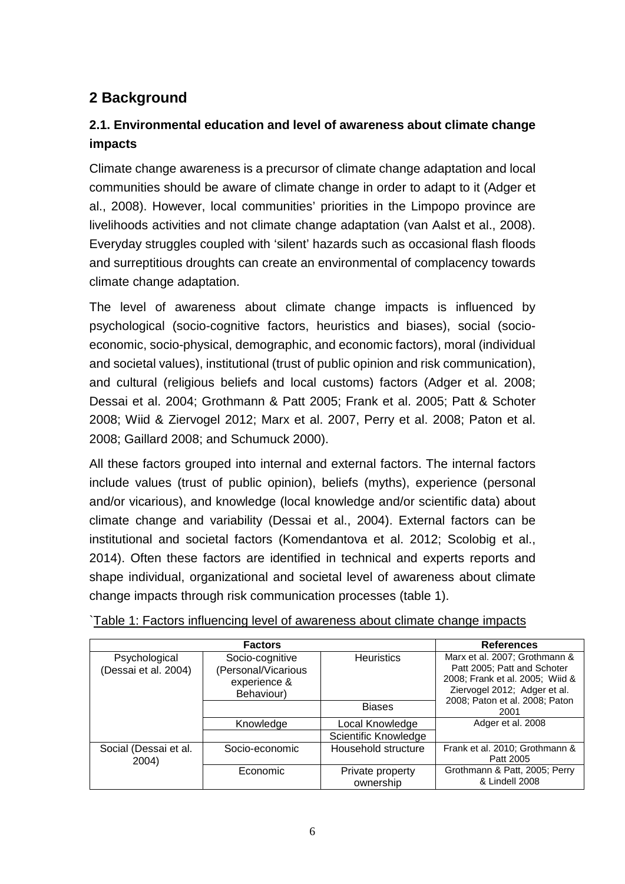## 2 Background

### 2.1. Environmental education and level of awareness about climate change impacts

Climate change awareness is a precursor of climate change adaptation and local communities should be aware of climate change in order to adapt to it (Adger et al., 2008). However, local communities' priorities in the Limpopo province are livelihoods activities and not climate change adaptation (van Aalst et al., 2008). Everyday struggles coupled with 'silent' hazards such as occasional flash floods and surreptitious droughts can create an environmental of complacency towards climate change adaptation.

The level of awareness about climate change impacts is influenced by psychological (socio-cognitive factors, heuristics and biases), social (socio-economic, socio-physical, demographic, and economic factors), moral (individual and societal values), institutional (trust of public opinion and risk communication), and cultural (religious beliefs and local customs) factors (Adger et al. 2008; Dessai et al. 2004; Grothmann & Patt 2005; Frank et al. 2005; Patt & Schoter 2008; Wiid & Ziervogel 2012; Marx et al. 2007, Perry et al. 2008; Paton et al. 2008; Gaillard 2008; and Schumuck 2000).

All these factors grouped into internal and external factors. The internal factors include values (trust of public opinion), beliefs (myths), experience (personal and/or vicarious), and knowledge (local knowledge and/or scientific data) about climate change and variability (Dessai et al., 2004). External factors can be institutional and societal factors (Komendantova et al. 2012; Scolobig et al., 2014). Often these factors are identified in technical and experts reports and shape individual, organizational and societal level of awareness about climate change impacts through risk communication processes (table 1).

`Table 1: Factors influencing level of awareness about climate change impacts

| Factors | | | References |
|---|---|---|---|
| Psychological (Dessai et al. 2004) | Socio-cognitive (Personal/Vicarious experience & Behaviour) | Heuristics | Marx et al. 2007; Grothmann & Patt 2005; Patt and Schoter 2008; Frank et al. 2005; Wiid & Ziervogel 2012; Adger et al. 2008; Paton et al. 2008; Paton 2001 |
| | | Biases | |
| | Knowledge | Local Knowledge | Adger et al. 2008 |
| | | Scientific Knowledge | |
| Social (Dessai et al. 2004) | Socio-economic | Household structure | Frank et al. 2010; Grothmann & Patt 2005 |
| | Economic | Private property ownership | Grothmann & Patt, 2005; Perry & Lindell 2008 |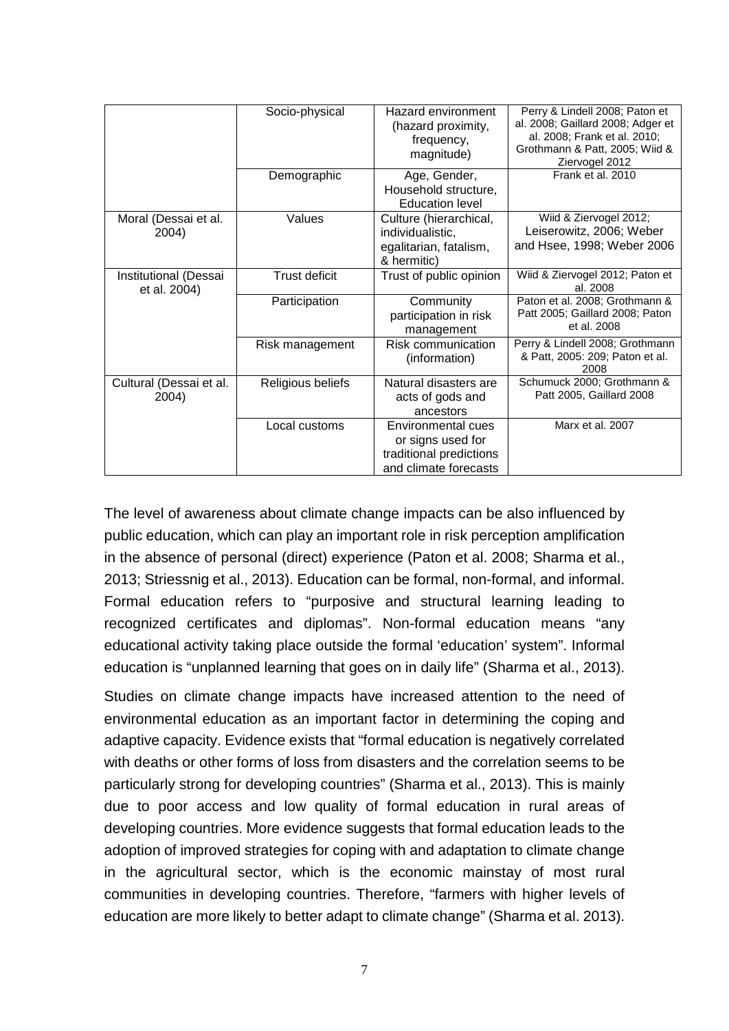| | | | |
|---|---|---|---|
| | Socio-physical | Hazard environment (hazard proximity, frequency, magnitude) | Perry & Lindell 2008; Paton et al. 2008; Gaillard 2008; Adger et al. 2008; Frank et al. 2010; Grothmann & Patt, 2005; Wiid & Ziervogel 2012 |
| | Demographic | Age, Gender, Household structure, Education level | Frank et al. 2010 |
| Moral (Dessai et al. 2004) | Values | Culture (hierarchical, individualistic, egalitarian, fatalism, & hermitic) | Wiid & Ziervogel 2012; Leiserowitz, 2006; Weber and Hsee, 1998; Weber 2006 |
| Institutional (Dessai et al. 2004) | Trust deficit | Trust of public opinion | Wiid & Ziervogel 2012; Paton et al. 2008 |
| | Participation | Community participation in risk management | Paton et al. 2008; Grothmann & Patt 2005; Gaillard 2008; Paton et al. 2008 |
| | Risk management | Risk communication (information) | Perry & Lindell 2008; Grothmann & Patt, 2005: 209; Paton et al. 2008 |
| Cultural (Dessai et al. 2004) | Religious beliefs | Natural disasters are acts of gods and ancestors | Schumuck 2000; Grothmann & Patt 2005, Gaillard 2008 |
| | Local customs | Environmental cues or signs used for traditional predictions and climate forecasts | Marx et al. 2007 |

The level of awareness about climate change impacts can be also influenced by public education, which can play an important role in risk perception amplification in the absence of personal (direct) experience (Paton et al. 2008; Sharma et al., 2013; Striessnig et al., 2013). Education can be formal, non-formal, and informal. Formal education refers to "purposive and structural learning leading to recognized certificates and diplomas". Non-formal education means "any educational activity taking place outside the formal 'education' system". Informal education is "unplanned learning that goes on in daily life" (Sharma et al., 2013).

Studies on climate change impacts have increased attention to the need of environmental education as an important factor in determining the coping and adaptive capacity. Evidence exists that "formal education is negatively correlated with deaths or other forms of loss from disasters and the correlation seems to be particularly strong for developing countries" (Sharma et al., 2013). This is mainly due to poor access and low quality of formal education in rural areas of developing countries. More evidence suggests that formal education leads to the adoption of improved strategies for coping with and adaptation to climate change in the agricultural sector, which is the economic mainstay of most rural communities in developing countries. Therefore, "farmers with higher levels of education are more likely to better adapt to climate change" (Sharma et al. 2013).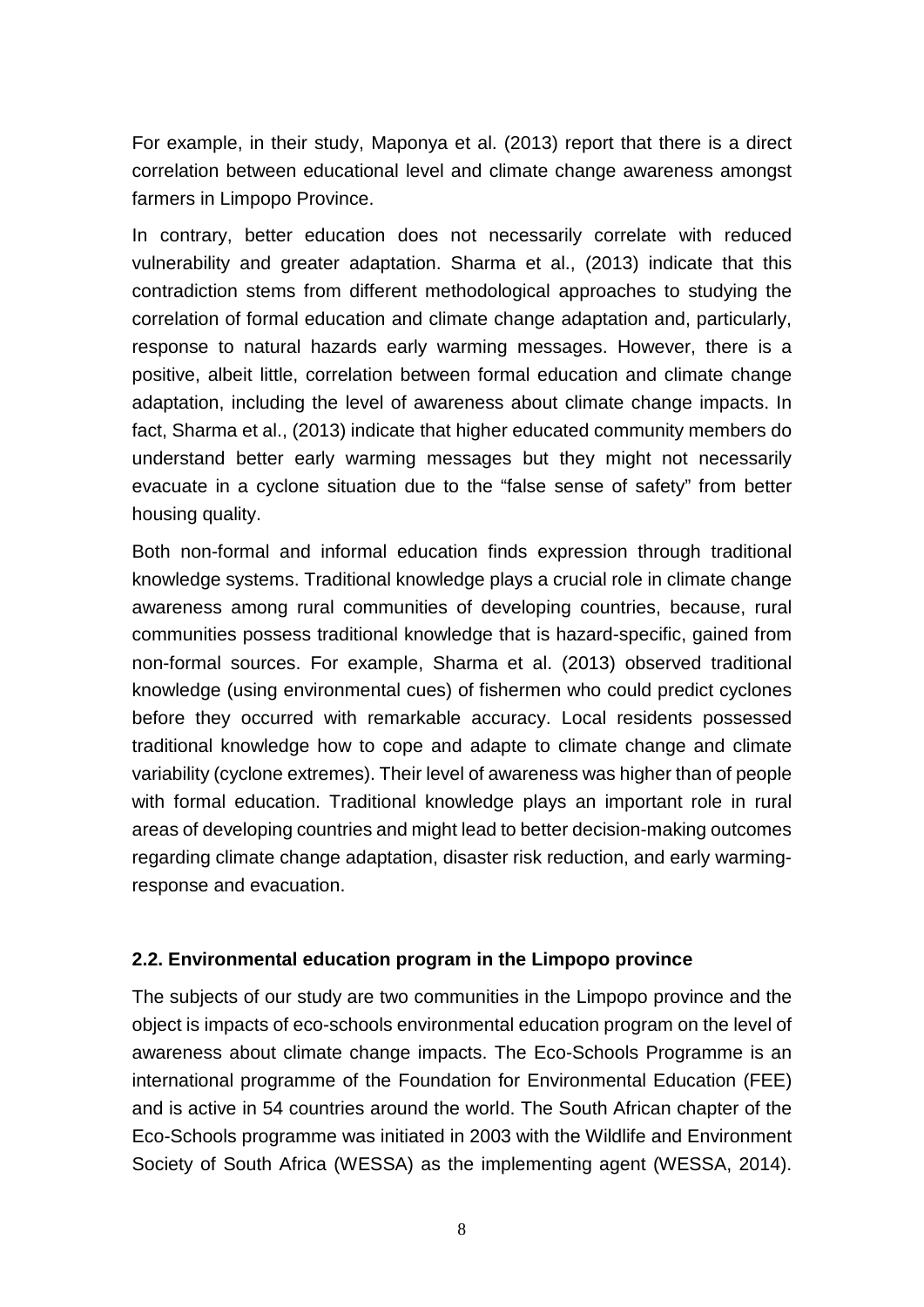For example, in their study, Maponya et al. (2013) report that there is a direct correlation between educational level and climate change awareness amongst farmers in Limpopo Province.

In contrary, better education does not necessarily correlate with reduced vulnerability and greater adaptation. Sharma et al., (2013) indicate that this contradiction stems from different methodological approaches to studying the correlation of formal education and climate change adaptation and, particularly, response to natural hazards early warming messages. However, there is a positive, albeit little, correlation between formal education and climate change adaptation, including the level of awareness about climate change impacts. In fact, Sharma et al., (2013) indicate that higher educated community members do understand better early warming messages but they might not necessarily evacuate in a cyclone situation due to the "false sense of safety" from better housing quality.

Both non-formal and informal education finds expression through traditional knowledge systems. Traditional knowledge plays a crucial role in climate change awareness among rural communities of developing countries, because, rural communities possess traditional knowledge that is hazard-specific, gained from non-formal sources. For example, Sharma et al. (2013) observed traditional knowledge (using environmental cues) of fishermen who could predict cyclones before they occurred with remarkable accuracy. Local residents possessed traditional knowledge how to cope and adapte to climate change and climate variability (cyclone extremes). Their level of awareness was higher than of people with formal education. Traditional knowledge plays an important role in rural areas of developing countries and might lead to better decision-making outcomes regarding climate change adaptation, disaster risk reduction, and early warming-response and evacuation.

### 2.2. Environmental education program in the Limpopo province

The subjects of our study are two communities in the Limpopo province and the object is impacts of eco-schools environmental education program on the level of awareness about climate change impacts. The Eco-Schools Programme is an international programme of the Foundation for Environmental Education (FEE) and is active in 54 countries around the world. The South African chapter of the Eco-Schools programme was initiated in 2003 with the Wildlife and Environment Society of South Africa (WESSA) as the implementing agent (WESSA, 2014).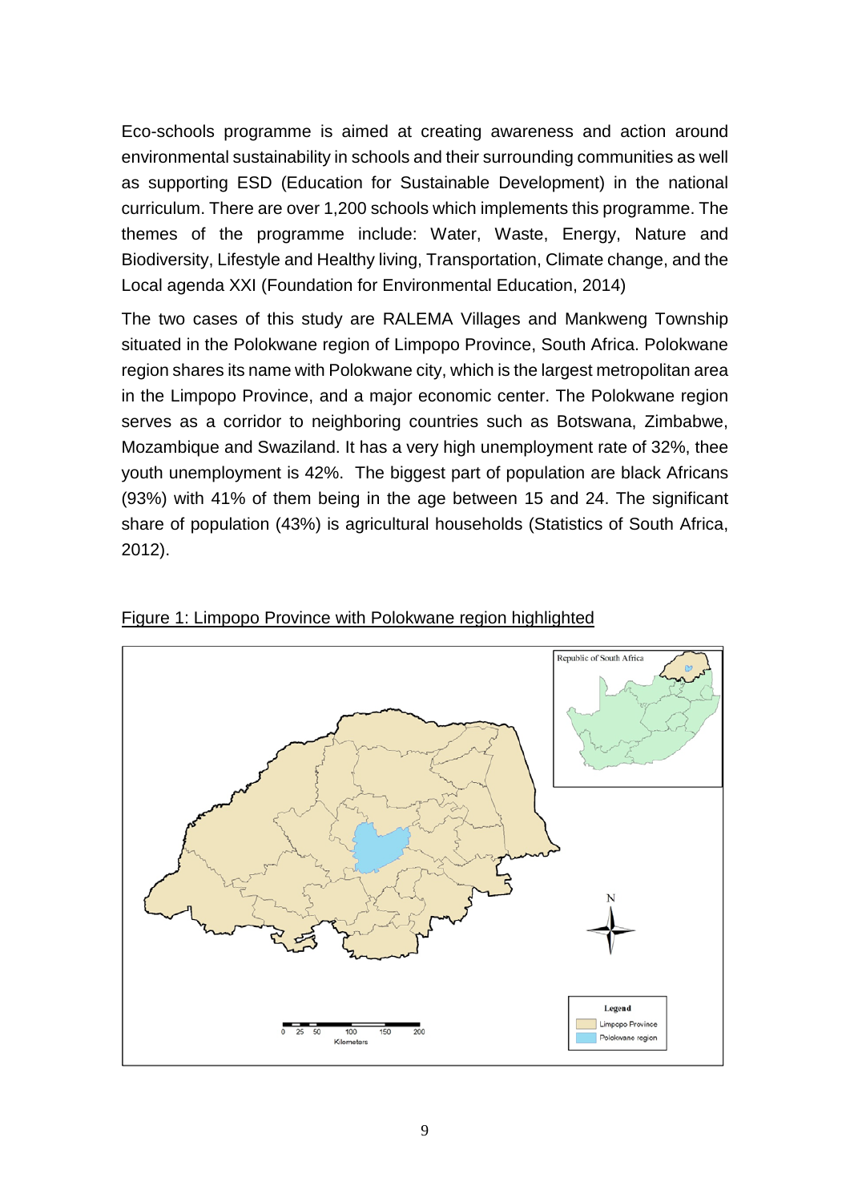Eco-schools programme is aimed at creating awareness and action around environmental sustainability in schools and their surrounding communities as well as supporting ESD (Education for Sustainable Development) in the national curriculum. There are over 1,200 schools which implements this programme. The themes of the programme include: Water, Waste, Energy, Nature and Biodiversity, Lifestyle and Healthy living, Transportation, Climate change, and the Local agenda XXI (Foundation for Environmental Education, 2014)

The two cases of this study are RALEMA Villages and Mankweng Township situated in the Polokwane region of Limpopo Province, South Africa. Polokwane region shares its name with Polokwane city, which is the largest metropolitan area in the Limpopo Province, and a major economic center. The Polokwane region serves as a corridor to neighboring countries such as Botswana, Zimbabwe, Mozambique and Swaziland. It has a very high unemployment rate of 32%, thee youth unemployment is 42%. The biggest part of population are black Africans (93%) with 41% of them being in the age between 15 and 24. The significant share of population (43%) is agricultural households (Statistics of South Africa, 2012).

Figure 1: Limpopo Province with Polokwane region highlighted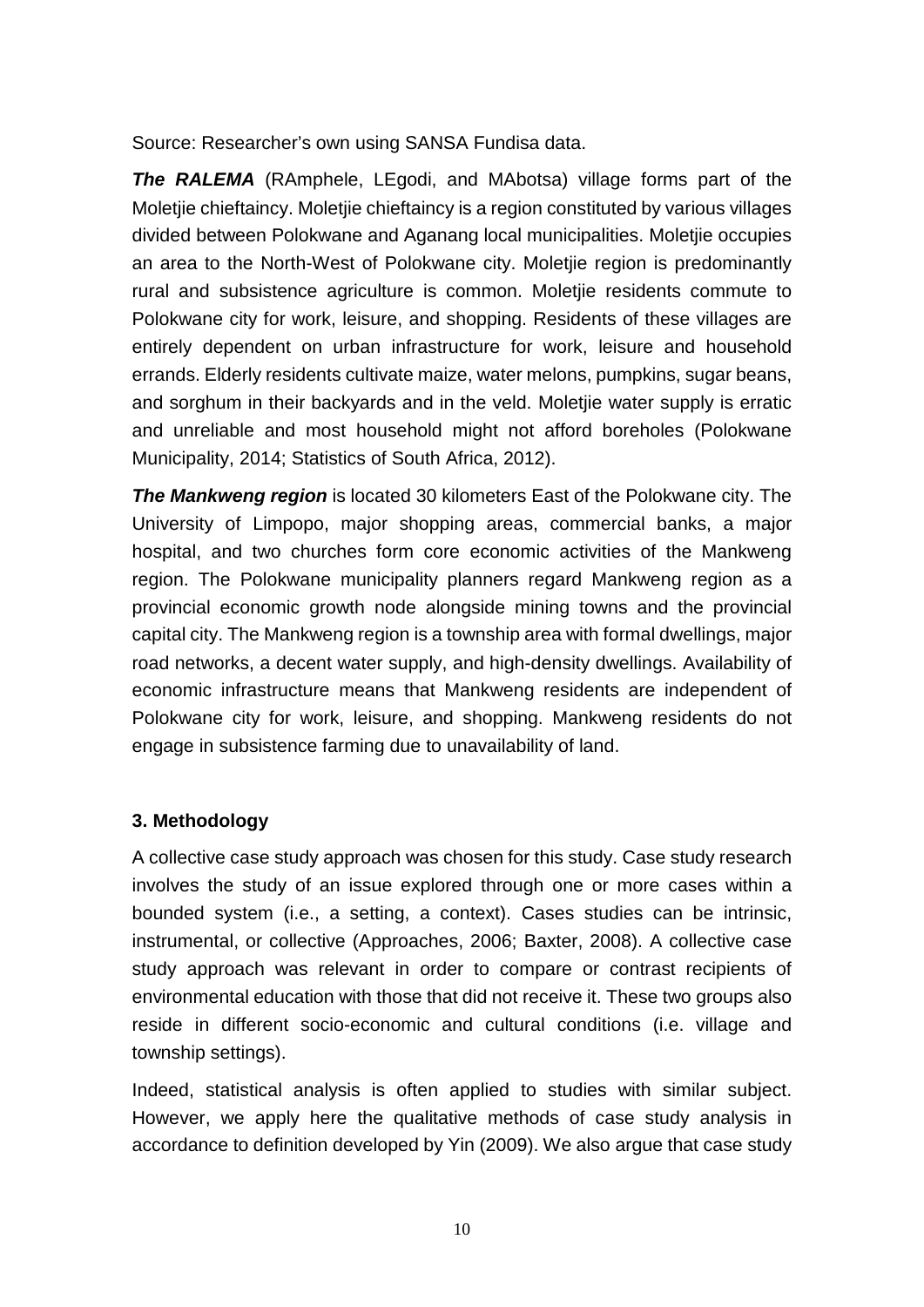Source: Researcher's own using SANSA Fundisa data.

***The RALEMA*** (RAmphele, LEgodi, and MAbotsa) village forms part of the Moletjie chieftaincy. Moletjie chieftaincy is a region constituted by various villages divided between Polokwane and Aganang local municipalities. Moletjie occupies an area to the North-West of Polokwane city. Moletjie region is predominantly rural and subsistence agriculture is common. Moletjie residents commute to Polokwane city for work, leisure, and shopping. Residents of these villages are entirely dependent on urban infrastructure for work, leisure and household errands. Elderly residents cultivate maize, water melons, pumpkins, sugar beans, and sorghum in their backyards and in the veld. Moletjie water supply is erratic and unreliable and most household might not afford boreholes (Polokwane Municipality, 2014; Statistics of South Africa, 2012).

***The Mankweng region*** is located 30 kilometers East of the Polokwane city. The University of Limpopo, major shopping areas, commercial banks, a major hospital, and two churches form core economic activities of the Mankweng region. The Polokwane municipality planners regard Mankweng region as a provincial economic growth node alongside mining towns and the provincial capital city. The Mankweng region is a township area with formal dwellings, major road networks, a decent water supply, and high-density dwellings. Availability of economic infrastructure means that Mankweng residents are independent of Polokwane city for work, leisure, and shopping. Mankweng residents do not engage in subsistence farming due to unavailability of land.

## 3. Methodology

A collective case study approach was chosen for this study. Case study research involves the study of an issue explored through one or more cases within a bounded system (i.e., a setting, a context). Cases studies can be intrinsic, instrumental, or collective (Approaches, 2006; Baxter, 2008). A collective case study approach was relevant in order to compare or contrast recipients of environmental education with those that did not receive it. These two groups also reside in different socio-economic and cultural conditions (i.e. village and township settings).

Indeed, statistical analysis is often applied to studies with similar subject. However, we apply here the qualitative methods of case study analysis in accordance to definition developed by Yin (2009). We also argue that case study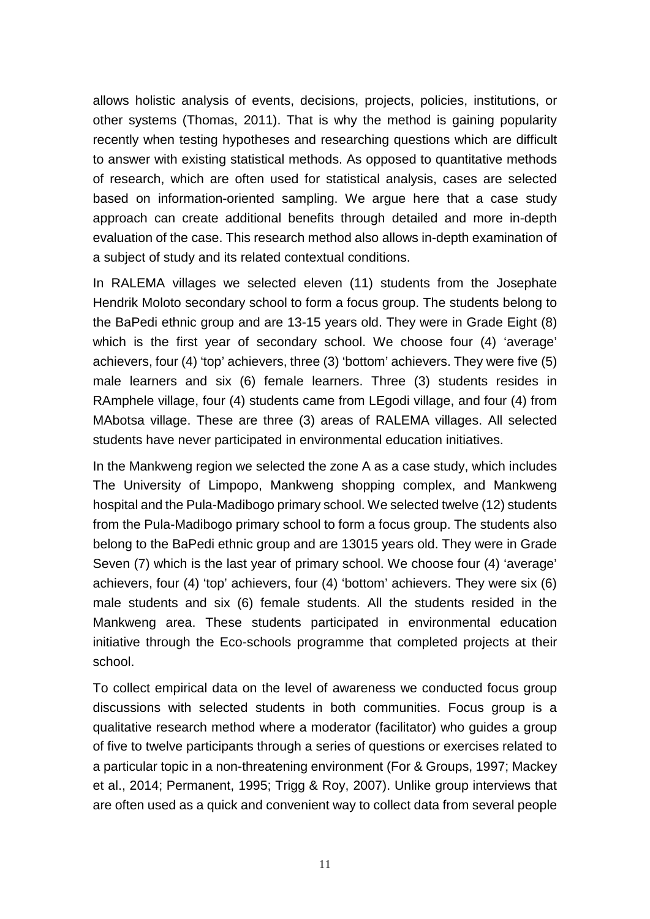allows holistic analysis of events, decisions, projects, policies, institutions, or other systems (Thomas, 2011). That is why the method is gaining popularity recently when testing hypotheses and researching questions which are difficult to answer with existing statistical methods. As opposed to quantitative methods of research, which are often used for statistical analysis, cases are selected based on information-oriented sampling. We argue here that a case study approach can create additional benefits through detailed and more in-depth evaluation of the case. This research method also allows in-depth examination of a subject of study and its related contextual conditions.

In RALEMA villages we selected eleven (11) students from the Josephate Hendrik Moloto secondary school to form a focus group. The students belong to the BaPedi ethnic group and are 13-15 years old. They were in Grade Eight (8) which is the first year of secondary school. We choose four (4) 'average' achievers, four (4) 'top' achievers, three (3) 'bottom' achievers. They were five (5) male learners and six (6) female learners. Three (3) students resides in RAmphele village, four (4) students came from LEgodi village, and four (4) from MAbotsa village. These are three (3) areas of RALEMA villages. All selected students have never participated in environmental education initiatives.

In the Mankweng region we selected the zone A as a case study, which includes The University of Limpopo, Mankweng shopping complex, and Mankweng hospital and the Pula-Madibogo primary school. We selected twelve (12) students from the Pula-Madibogo primary school to form a focus group. The students also belong to the BaPedi ethnic group and are 13015 years old. They were in Grade Seven (7) which is the last year of primary school. We choose four (4) 'average' achievers, four (4) 'top' achievers, four (4) 'bottom' achievers. They were six (6) male students and six (6) female students. All the students resided in the Mankweng area. These students participated in environmental education initiative through the Eco-schools programme that completed projects at their school.

To collect empirical data on the level of awareness we conducted focus group discussions with selected students in both communities. Focus group is a qualitative research method where a moderator (facilitator) who guides a group of five to twelve participants through a series of questions or exercises related to a particular topic in a non-threatening environment (For & Groups, 1997; Mackey et al., 2014; Permanent, 1995; Trigg & Roy, 2007). Unlike group interviews that are often used as a quick and convenient way to collect data from several people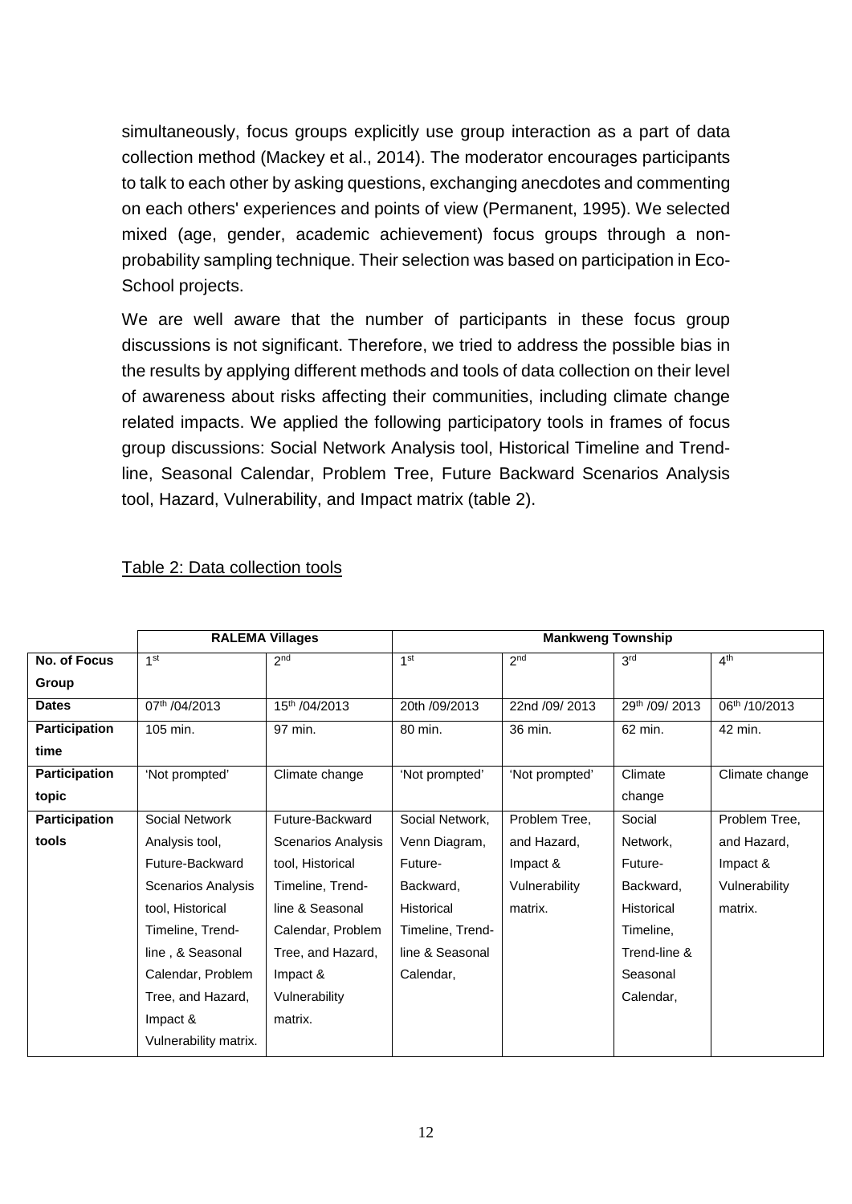simultaneously, focus groups explicitly use group interaction as a part of data collection method (Mackey et al., 2014). The moderator encourages participants to talk to each other by asking questions, exchanging anecdotes and commenting on each others' experiences and points of view (Permanent, 1995). We selected mixed (age, gender, academic achievement) focus groups through a non-probability sampling technique. Their selection was based on participation in Eco-School projects.

We are well aware that the number of participants in these focus group discussions is not significant. Therefore, we tried to address the possible bias in the results by applying different methods and tools of data collection on their level of awareness about risks affecting their communities, including climate change related impacts. We applied the following participatory tools in frames of focus group discussions: Social Network Analysis tool, Historical Timeline and Trend-line, Seasonal Calendar, Problem Tree, Future Backward Scenarios Analysis tool, Hazard, Vulnerability, and Impact matrix (table 2).

Table 2: Data collection tools

| | **RALEMA Villages** | | **Mankweng Township** | | | |
|---|---|---|---|---|---|---|
| **No. of Focus Group** | 1st | 2nd | 1st | 2nd | 3rd | 4th |
| **Dates** | 07th /04/2013 | 15th /04/2013 | 20th /09/2013 | 22nd /09/ 2013 | 29th /09/ 2013 | 06th /10/2013 |
| **Participation time** | 105 min. | 97 min. | 80 min. | 36 min. | 62 min. | 42 min. |
| **Participation topic** | 'Not prompted' | Climate change | 'Not prompted' | 'Not prompted' | Climate change | Climate change |
| **Participation tools** | Social Network Analysis tool, Future-Backward Scenarios Analysis tool, Historical Timeline, Trend-line , & Seasonal Calendar, Problem Tree, and Hazard, Impact & Vulnerability matrix. | Future-Backward Scenarios Analysis tool, Historical Timeline, Trend-line & Seasonal Calendar, Problem Tree, and Hazard, Impact & Vulnerability matrix. | Social Network, Venn Diagram, Future-Backward, Historical Timeline, Trend-line & Seasonal Calendar, | Problem Tree, and Hazard, Impact & Vulnerability matrix. | Social Network, Future-Backward, Historical Timeline, Trend-line & Seasonal Calendar, | Problem Tree, and Hazard, Impact & Vulnerability matrix. |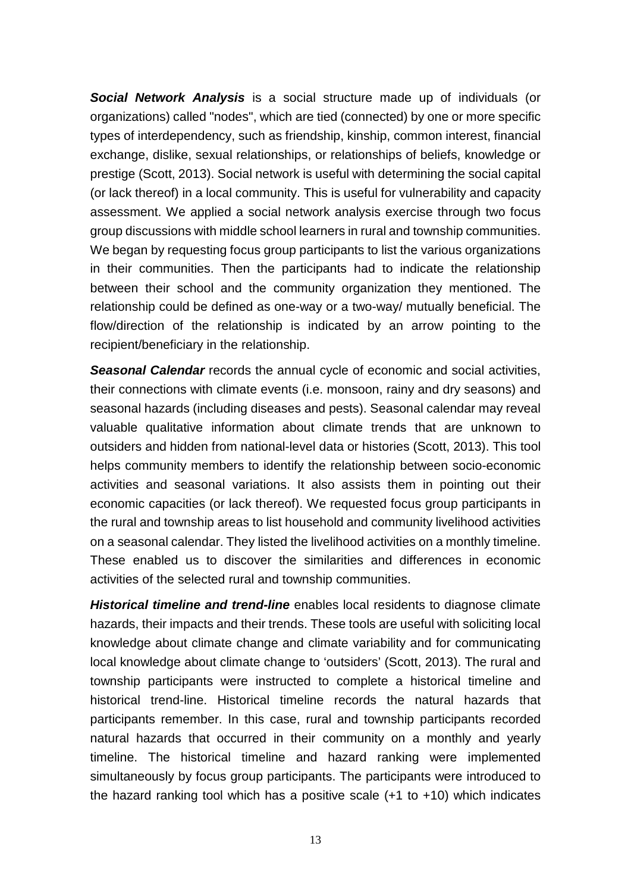***Social Network Analysis*** is a social structure made up of individuals (or organizations) called "nodes", which are tied (connected) by one or more specific types of interdependency, such as friendship, kinship, common interest, financial exchange, dislike, sexual relationships, or relationships of beliefs, knowledge or prestige (Scott, 2013). Social network is useful with determining the social capital (or lack thereof) in a local community. This is useful for vulnerability and capacity assessment. We applied a social network analysis exercise through two focus group discussions with middle school learners in rural and township communities. We began by requesting focus group participants to list the various organizations in their communities. Then the participants had to indicate the relationship between their school and the community organization they mentioned. The relationship could be defined as one-way or a two-way/ mutually beneficial. The flow/direction of the relationship is indicated by an arrow pointing to the recipient/beneficiary in the relationship.

***Seasonal Calendar*** records the annual cycle of economic and social activities, their connections with climate events (i.e. monsoon, rainy and dry seasons) and seasonal hazards (including diseases and pests). Seasonal calendar may reveal valuable qualitative information about climate trends that are unknown to outsiders and hidden from national-level data or histories (Scott, 2013). This tool helps community members to identify the relationship between socio-economic activities and seasonal variations. It also assists them in pointing out their economic capacities (or lack thereof). We requested focus group participants in the rural and township areas to list household and community livelihood activities on a seasonal calendar. They listed the livelihood activities on a monthly timeline. These enabled us to discover the similarities and differences in economic activities of the selected rural and township communities.

***Historical timeline and trend-line*** enables local residents to diagnose climate hazards, their impacts and their trends. These tools are useful with soliciting local knowledge about climate change and climate variability and for communicating local knowledge about climate change to 'outsiders' (Scott, 2013). The rural and township participants were instructed to complete a historical timeline and historical trend-line. Historical timeline records the natural hazards that participants remember. In this case, rural and township participants recorded natural hazards that occurred in their community on a monthly and yearly timeline. The historical timeline and hazard ranking were implemented simultaneously by focus group participants. The participants were introduced to the hazard ranking tool which has a positive scale (+1 to +10) which indicates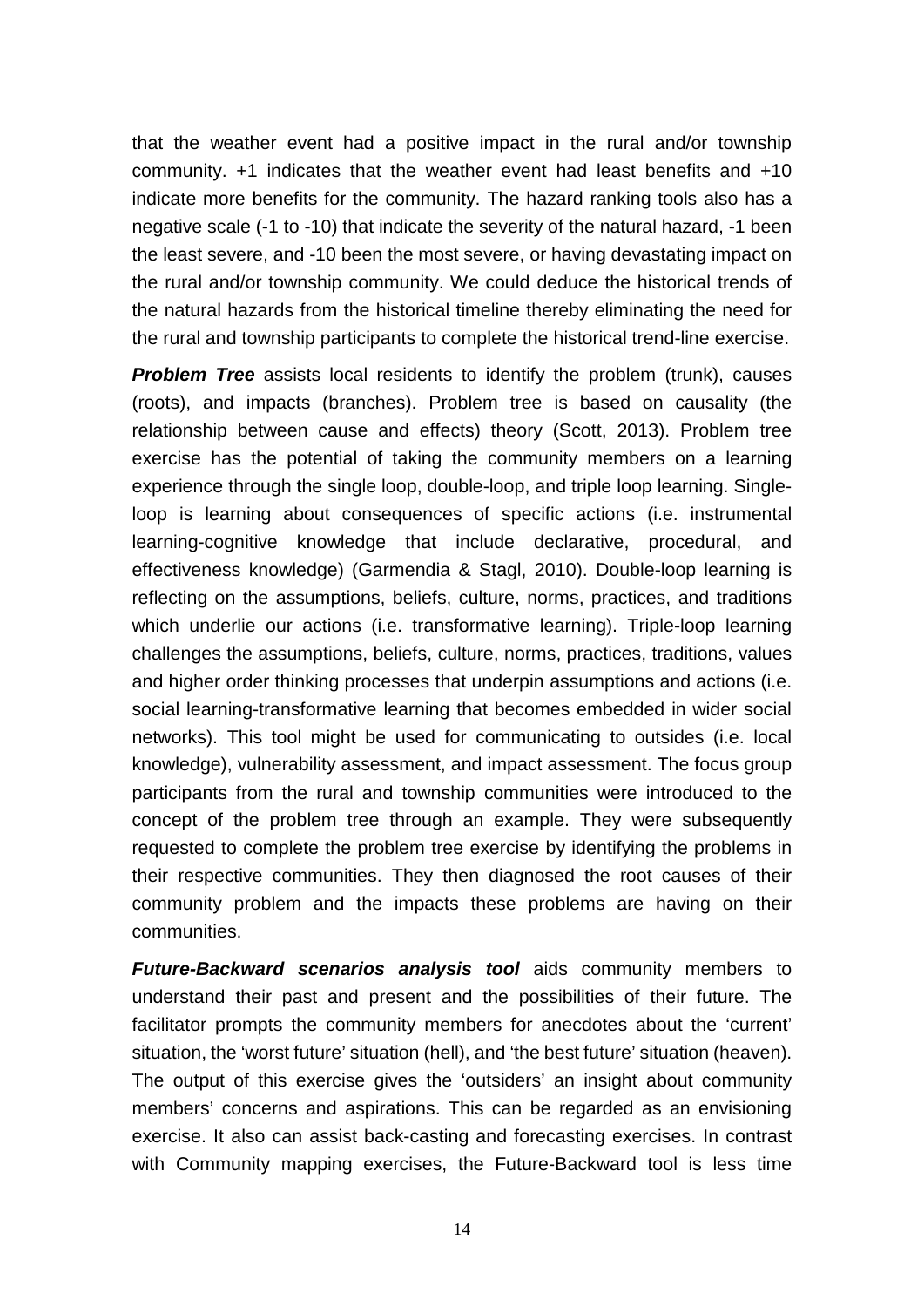that the weather event had a positive impact in the rural and/or township community. +1 indicates that the weather event had least benefits and +10 indicate more benefits for the community. The hazard ranking tools also has a negative scale (-1 to -10) that indicate the severity of the natural hazard, -1 been the least severe, and -10 been the most severe, or having devastating impact on the rural and/or township community. We could deduce the historical trends of the natural hazards from the historical timeline thereby eliminating the need for the rural and township participants to complete the historical trend-line exercise.

***Problem Tree*** assists local residents to identify the problem (trunk), causes (roots), and impacts (branches). Problem tree is based on causality (the relationship between cause and effects) theory (Scott, 2013). Problem tree exercise has the potential of taking the community members on a learning experience through the single loop, double-loop, and triple loop learning. Single-loop is learning about consequences of specific actions (i.e. instrumental learning-cognitive knowledge that include declarative, procedural, and effectiveness knowledge) (Garmendia & Stagl, 2010). Double-loop learning is reflecting on the assumptions, beliefs, culture, norms, practices, and traditions which underlie our actions (i.e. transformative learning). Triple-loop learning challenges the assumptions, beliefs, culture, norms, practices, traditions, values and higher order thinking processes that underpin assumptions and actions (i.e. social learning-transformative learning that becomes embedded in wider social networks). This tool might be used for communicating to outsides (i.e. local knowledge), vulnerability assessment, and impact assessment. The focus group participants from the rural and township communities were introduced to the concept of the problem tree through an example. They were subsequently requested to complete the problem tree exercise by identifying the problems in their respective communities. They then diagnosed the root causes of their community problem and the impacts these problems are having on their communities.

***Future-Backward scenarios analysis tool*** aids community members to understand their past and present and the possibilities of their future. The facilitator prompts the community members for anecdotes about the 'current' situation, the 'worst future' situation (hell), and 'the best future' situation (heaven). The output of this exercise gives the 'outsiders' an insight about community members' concerns and aspirations. This can be regarded as an envisioning exercise. It also can assist back-casting and forecasting exercises. In contrast with Community mapping exercises, the Future-Backward tool is less time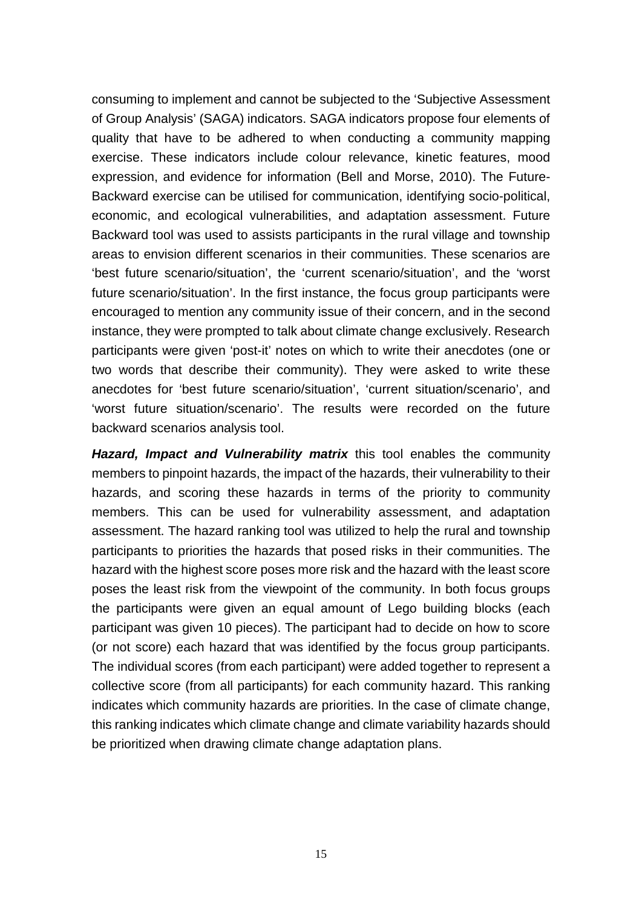consuming to implement and cannot be subjected to the 'Subjective Assessment of Group Analysis' (SAGA) indicators. SAGA indicators propose four elements of quality that have to be adhered to when conducting a community mapping exercise. These indicators include colour relevance, kinetic features, mood expression, and evidence for information (Bell and Morse, 2010). The Future-Backward exercise can be utilised for communication, identifying socio-political, economic, and ecological vulnerabilities, and adaptation assessment. Future Backward tool was used to assists participants in the rural village and township areas to envision different scenarios in their communities. These scenarios are 'best future scenario/situation', the 'current scenario/situation', and the 'worst future scenario/situation'. In the first instance, the focus group participants were encouraged to mention any community issue of their concern, and in the second instance, they were prompted to talk about climate change exclusively. Research participants were given 'post-it' notes on which to write their anecdotes (one or two words that describe their community). They were asked to write these anecdotes for 'best future scenario/situation', 'current situation/scenario', and 'worst future situation/scenario'. The results were recorded on the future backward scenarios analysis tool.

***Hazard, Impact and Vulnerability matrix*** this tool enables the community members to pinpoint hazards, the impact of the hazards, their vulnerability to their hazards, and scoring these hazards in terms of the priority to community members. This can be used for vulnerability assessment, and adaptation assessment. The hazard ranking tool was utilized to help the rural and township participants to priorities the hazards that posed risks in their communities. The hazard with the highest score poses more risk and the hazard with the least score poses the least risk from the viewpoint of the community. In both focus groups the participants were given an equal amount of Lego building blocks (each participant was given 10 pieces). The participant had to decide on how to score (or not score) each hazard that was identified by the focus group participants. The individual scores (from each participant) were added together to represent a collective score (from all participants) for each community hazard. This ranking indicates which community hazards are priorities. In the case of climate change, this ranking indicates which climate change and climate variability hazards should be prioritized when drawing climate change adaptation plans.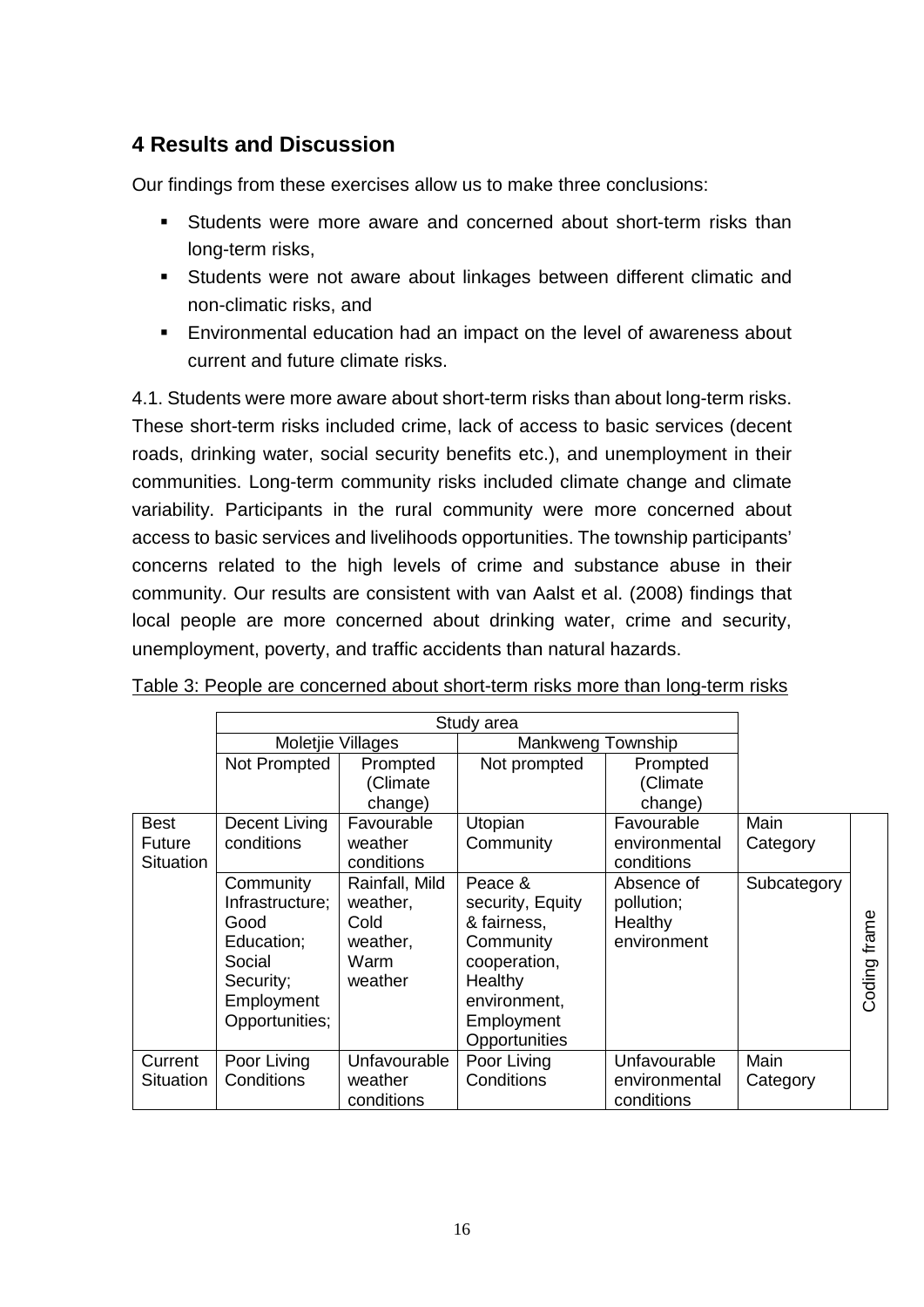## 4 Results and Discussion

Our findings from these exercises allow us to make three conclusions:

- Students were more aware and concerned about short-term risks than long-term risks,
- Students were not aware about linkages between different climatic and non-climatic risks, and
- Environmental education had an impact on the level of awareness about current and future climate risks.

4.1. Students were more aware about short-term risks than about long-term risks. These short-term risks included crime, lack of access to basic services (decent roads, drinking water, social security benefits etc.), and unemployment in their communities. Long-term community risks included climate change and climate variability. Participants in the rural community were more concerned about access to basic services and livelihoods opportunities. The township participants' concerns related to the high levels of crime and substance abuse in their community. Our results are consistent with van Aalst et al. (2008) findings that local people are more concerned about drinking water, crime and security, unemployment, poverty, and traffic accidents than natural hazards.

Table 3: People are concerned about short-term risks more than long-term risks

| | Study area | | | | | |
|---|---|---|---|---|---|---|
| | Moletjie Villages | | Mankweng Township | | | |
| | Not Prompted | Prompted (Climate change) | Not prompted | Prompted (Climate change) | | |
| Best Future Situation | Decent Living conditions | Favourable weather conditions | Utopian Community | Favourable environmental conditions | Main Category | Coding frame |
| | Community Infrastructure; Good Education; Social Security; Employment Opportunities; | Rainfall, Mild weather, Cold weather, Warm weather | Peace & security, Equity & fairness, Community cooperation, Healthy environment, Employment Opportunities | Absence of pollution; Healthy environment | Subcategory | |
| Current Situation | Poor Living Conditions | Unfavourable weather conditions | Poor Living Conditions | Unfavourable environmental conditions | Main Category | |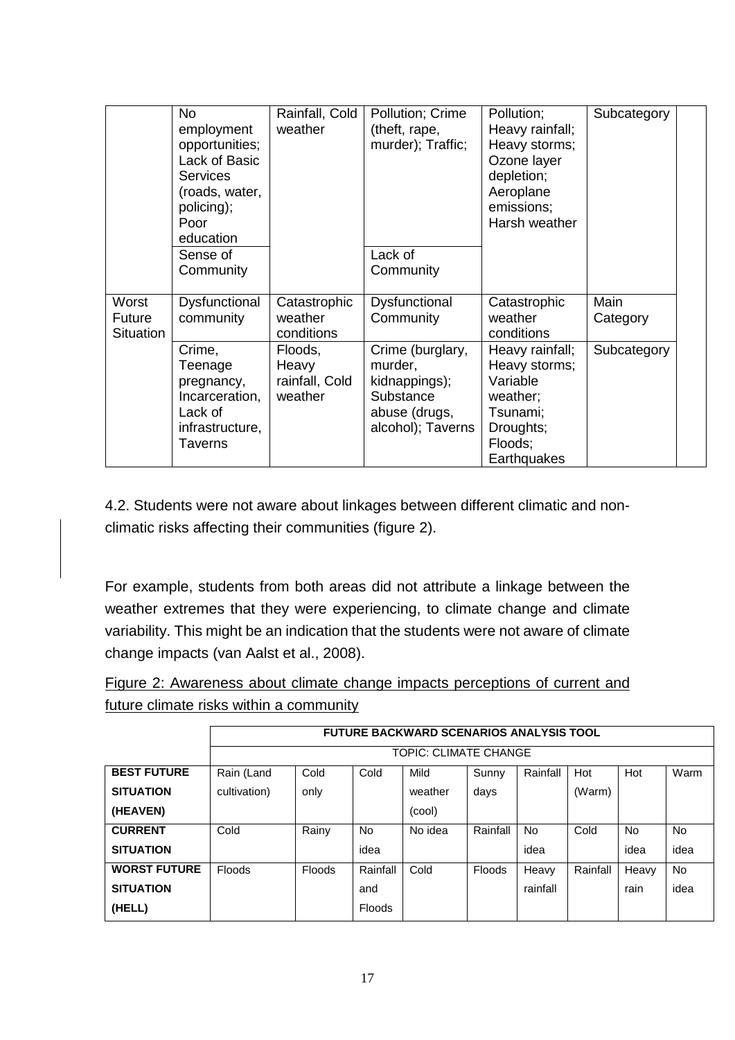| | No employment opportunities; Lack of Basic Services (roads, water, policing); Poor education | Rainfall, Cold weather | Pollution; Crime (theft, rape, murder); Traffic; | Pollution; Heavy rainfall; Heavy storms; Ozone layer depletion; Aeroplane emissions; Harsh weather | Subcategory |
|---|---|---|---|---|---|
| | Sense of Community | | Lack of Community | | |
| Worst Future Situation | Dysfunctional community | Catastrophic weather conditions | Dysfunctional Community | Catastrophic weather conditions | Main Category |
| | Crime, Teenage pregnancy, Incarceration, Lack of infrastructure, Taverns | Floods, Heavy rainfall, Cold weather | Crime (burglary, murder, kidnappings); Substance abuse (drugs, alcohol); Taverns | Heavy rainfall; Heavy storms; Variable weather; Tsunami; Droughts; Floods; Earthquakes | Subcategory |

4.2. Students were not aware about linkages between different climatic and non-climatic risks affecting their communities (figure 2).

For example, students from both areas did not attribute a linkage between the weather extremes that they were experiencing, to climate change and climate variability. This might be an indication that the students were not aware of climate change impacts (van Aalst et al., 2008).

Figure 2: Awareness about climate change impacts perceptions of current and future climate risks within a community

| | **FUTURE BACKWARD SCENARIOS ANALYSIS TOOL** | | | | | | | | |
|---|---|---|---|---|---|---|---|---|---|
| | TOPIC: CLIMATE CHANGE | | | | | | | | |
| **BEST FUTURE SITUATION (HEAVEN)** | Rain (Land cultivation) | Cold only | Cold | Mild weather (cool) | Sunny days | Rainfall | Hot (Warm) | Hot | Warm |
| **CURRENT SITUATION** | Cold | Rainy | No idea | No idea | Rainfall | No idea | Cold | No idea | No idea |
| **WORST FUTURE SITUATION (HELL)** | Floods | Floods | Rainfall and Floods | Cold | Floods | Heavy rainfall | Rainfall | Heavy rain | No idea |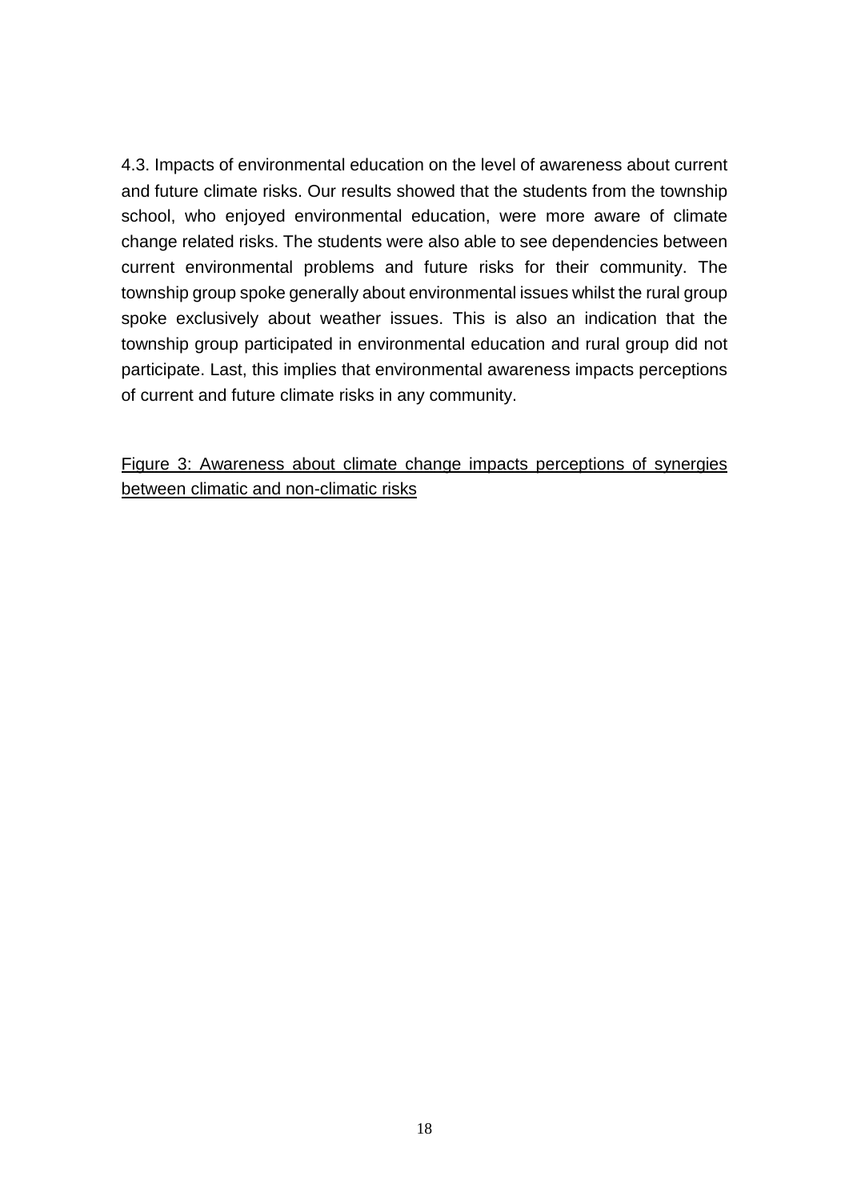4.3. Impacts of environmental education on the level of awareness about current and future climate risks. Our results showed that the students from the township school, who enjoyed environmental education, were more aware of climate change related risks. The students were also able to see dependencies between current environmental problems and future risks for their community. The township group spoke generally about environmental issues whilst the rural group spoke exclusively about weather issues. This is also an indication that the township group participated in environmental education and rural group did not participate. Last, this implies that environmental awareness impacts perceptions of current and future climate risks in any community.

Figure 3: Awareness about climate change impacts perceptions of synergies between climatic and non-climatic risks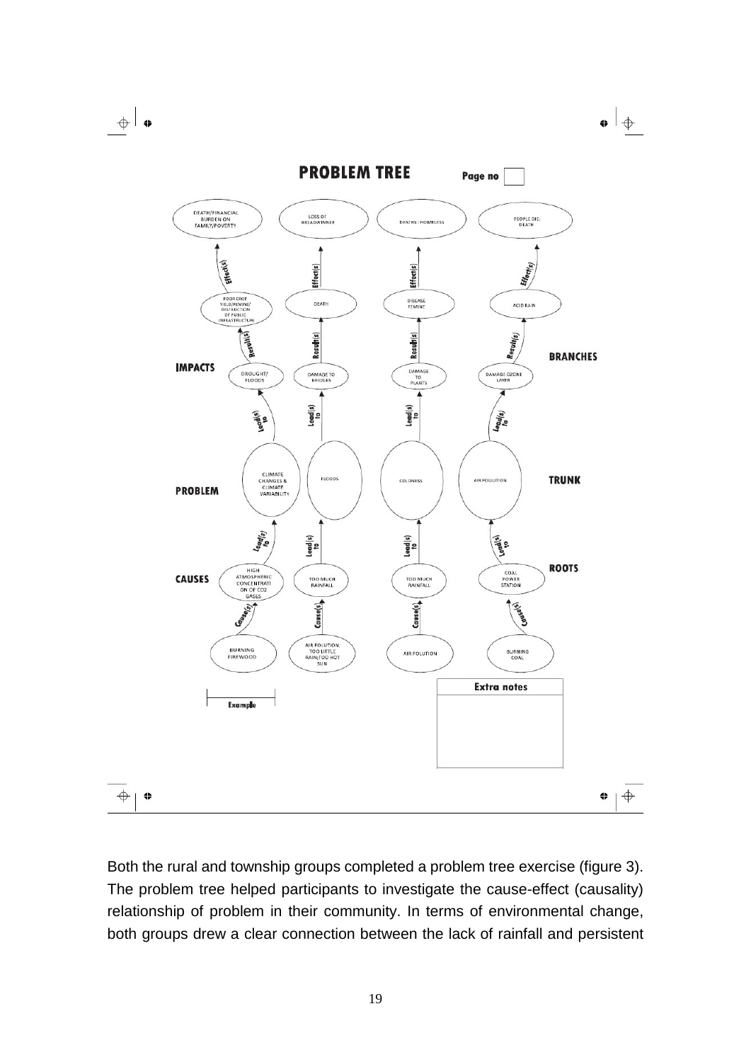## PROBLEM TREE

Page no

| Level | Link | Tree 1 | Tree 2 | Tree 3 | Tree 4 |
|---|---|---|---|---|---|
| | | DEATH/FINANCIAL BURDEN ON FAMILY/POVERTY | LOSS OF BREADWINNER | DEATHS : HOMELESS | PEOPLE DIE: DEATH |
| | Effect(s) ↑ | | | | |
| | | POOR CROP YIELD/FEMINE/ DESTRUCTION OF PUBLIC INFRASTRUCTURE | DEATH | DISEASE FEMINE | ACID RAIN |
| BRANCHES | Result(s) ↑ | | | | |
| IMPACTS | | DROUGHT/ FLOODS | DAMAGE TO BRIDGES | DAMAGE TO PLANTS | DAMAGE OZONE LAYER |
| | Lead(s) to ↑ | | | | |
| PROBLEM / TRUNK | | CLIMATE CHANGES & CLIMATE VARIABILITY | FLOODS | COLDNESS | AIR POLLUTION |
| | Lead(s) to ↑ | | | | |
| CAUSES / ROOTS | | HIGH ATMOSPHERIC CONCENTRATI ON OF CO2 GASES | TOO MUCH RAINFALL | TOO MUCH RAINFALL | COAL POWER STATION |
| | Cause(s) ↑ | | | | |
| | | BURNING FIREWOOD | AIR POLUTION; TOO LITTLE RAIN;TOO HOT SUN | AIR POLUTION | BURNING COAL |

Example

**Extra notes**

Both the rural and township groups completed a problem tree exercise (figure 3). The problem tree helped participants to investigate the cause-effect (causality) relationship of problem in their community. In terms of environmental change, both groups drew a clear connection between the lack of rainfall and persistent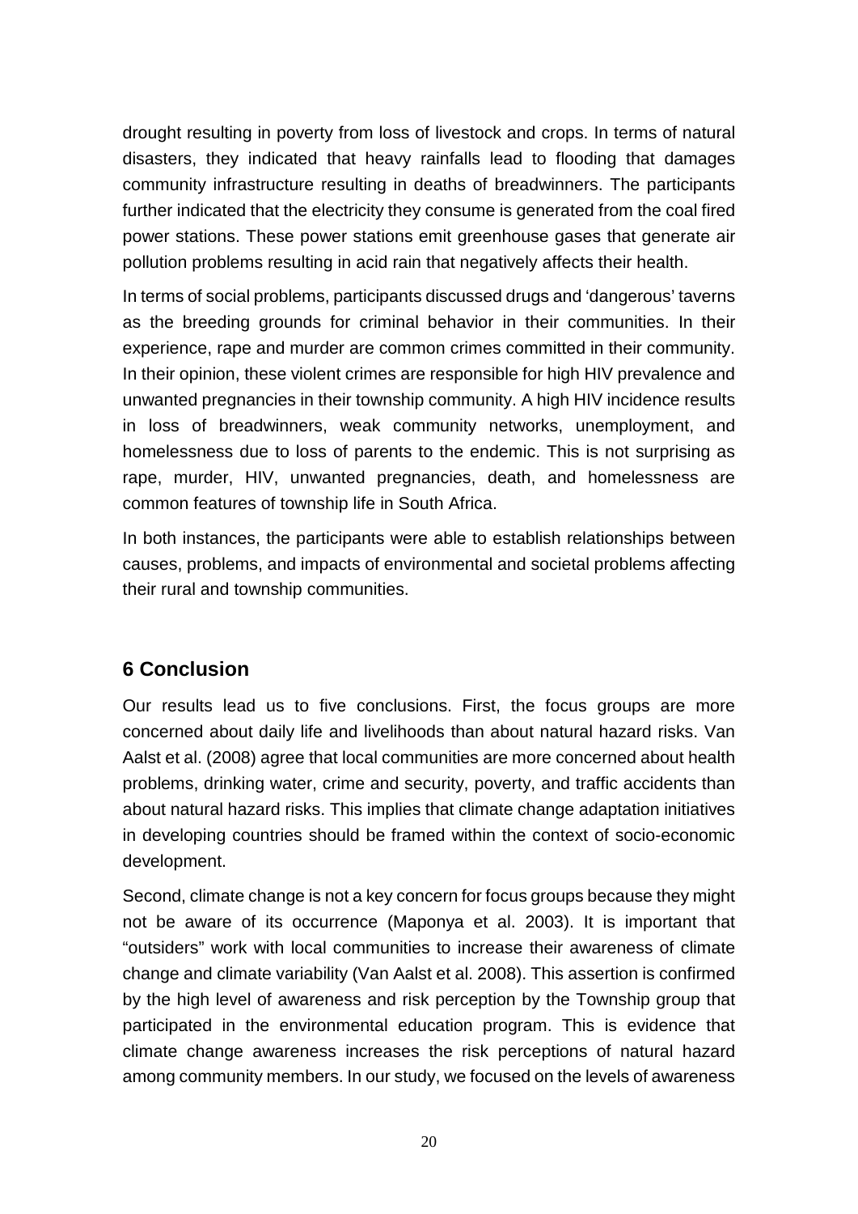drought resulting in poverty from loss of livestock and crops. In terms of natural disasters, they indicated that heavy rainfalls lead to flooding that damages community infrastructure resulting in deaths of breadwinners. The participants further indicated that the electricity they consume is generated from the coal fired power stations. These power stations emit greenhouse gases that generate air pollution problems resulting in acid rain that negatively affects their health.

In terms of social problems, participants discussed drugs and 'dangerous' taverns as the breeding grounds for criminal behavior in their communities. In their experience, rape and murder are common crimes committed in their community. In their opinion, these violent crimes are responsible for high HIV prevalence and unwanted pregnancies in their township community. A high HIV incidence results in loss of breadwinners, weak community networks, unemployment, and homelessness due to loss of parents to the endemic. This is not surprising as rape, murder, HIV, unwanted pregnancies, death, and homelessness are common features of township life in South Africa.

In both instances, the participants were able to establish relationships between causes, problems, and impacts of environmental and societal problems affecting their rural and township communities.

## 6 Conclusion

Our results lead us to five conclusions. First, the focus groups are more concerned about daily life and livelihoods than about natural hazard risks. Van Aalst et al. (2008) agree that local communities are more concerned about health problems, drinking water, crime and security, poverty, and traffic accidents than about natural hazard risks. This implies that climate change adaptation initiatives in developing countries should be framed within the context of socio-economic development.

Second, climate change is not a key concern for focus groups because they might not be aware of its occurrence (Maponya et al. 2003). It is important that "outsiders" work with local communities to increase their awareness of climate change and climate variability (Van Aalst et al. 2008). This assertion is confirmed by the high level of awareness and risk perception by the Township group that participated in the environmental education program. This is evidence that climate change awareness increases the risk perceptions of natural hazard among community members. In our study, we focused on the levels of awareness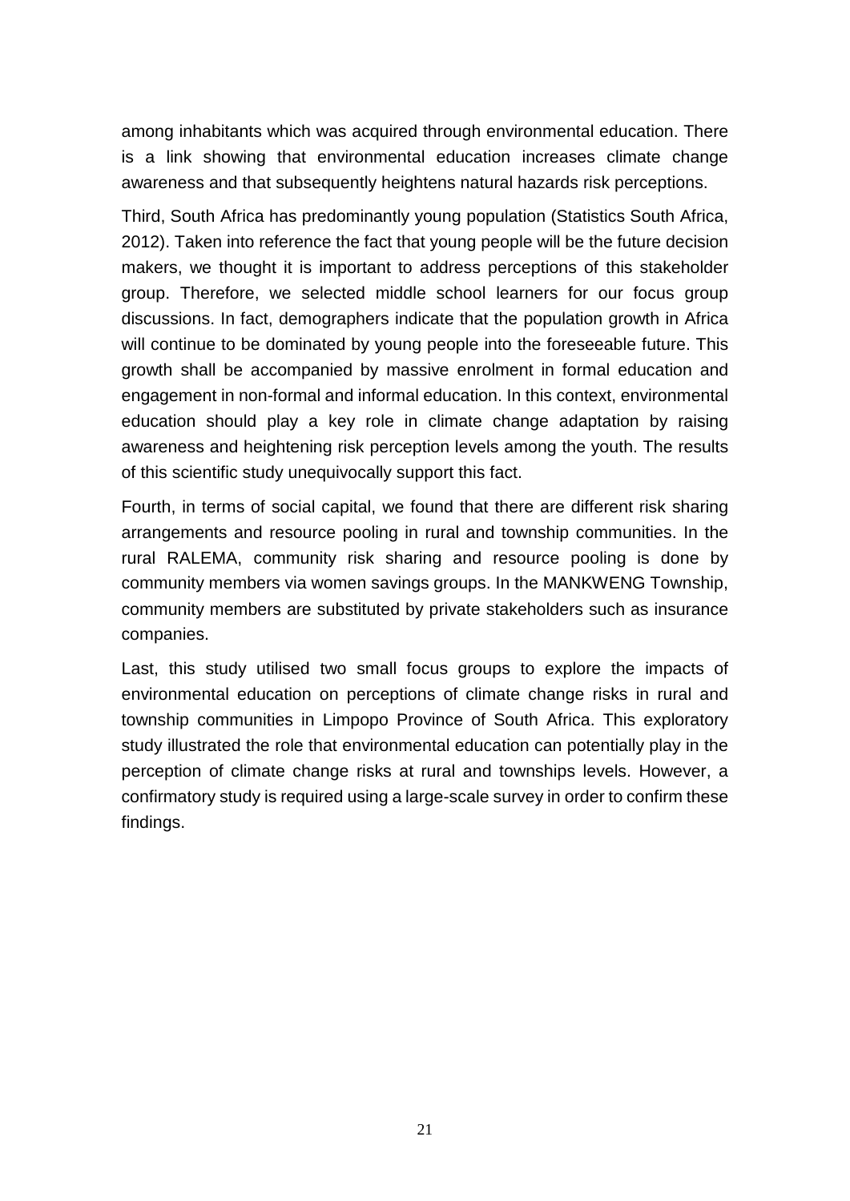among inhabitants which was acquired through environmental education. There is a link showing that environmental education increases climate change awareness and that subsequently heightens natural hazards risk perceptions.

Third, South Africa has predominantly young population (Statistics South Africa, 2012). Taken into reference the fact that young people will be the future decision makers, we thought it is important to address perceptions of this stakeholder group. Therefore, we selected middle school learners for our focus group discussions. In fact, demographers indicate that the population growth in Africa will continue to be dominated by young people into the foreseeable future. This growth shall be accompanied by massive enrolment in formal education and engagement in non-formal and informal education. In this context, environmental education should play a key role in climate change adaptation by raising awareness and heightening risk perception levels among the youth. The results of this scientific study unequivocally support this fact.

Fourth, in terms of social capital, we found that there are different risk sharing arrangements and resource pooling in rural and township communities. In the rural RALEMA, community risk sharing and resource pooling is done by community members via women savings groups. In the MANKWENG Township, community members are substituted by private stakeholders such as insurance companies.

Last, this study utilised two small focus groups to explore the impacts of environmental education on perceptions of climate change risks in rural and township communities in Limpopo Province of South Africa. This exploratory study illustrated the role that environmental education can potentially play in the perception of climate change risks at rural and townships levels. However, a confirmatory study is required using a large-scale survey in order to confirm these findings.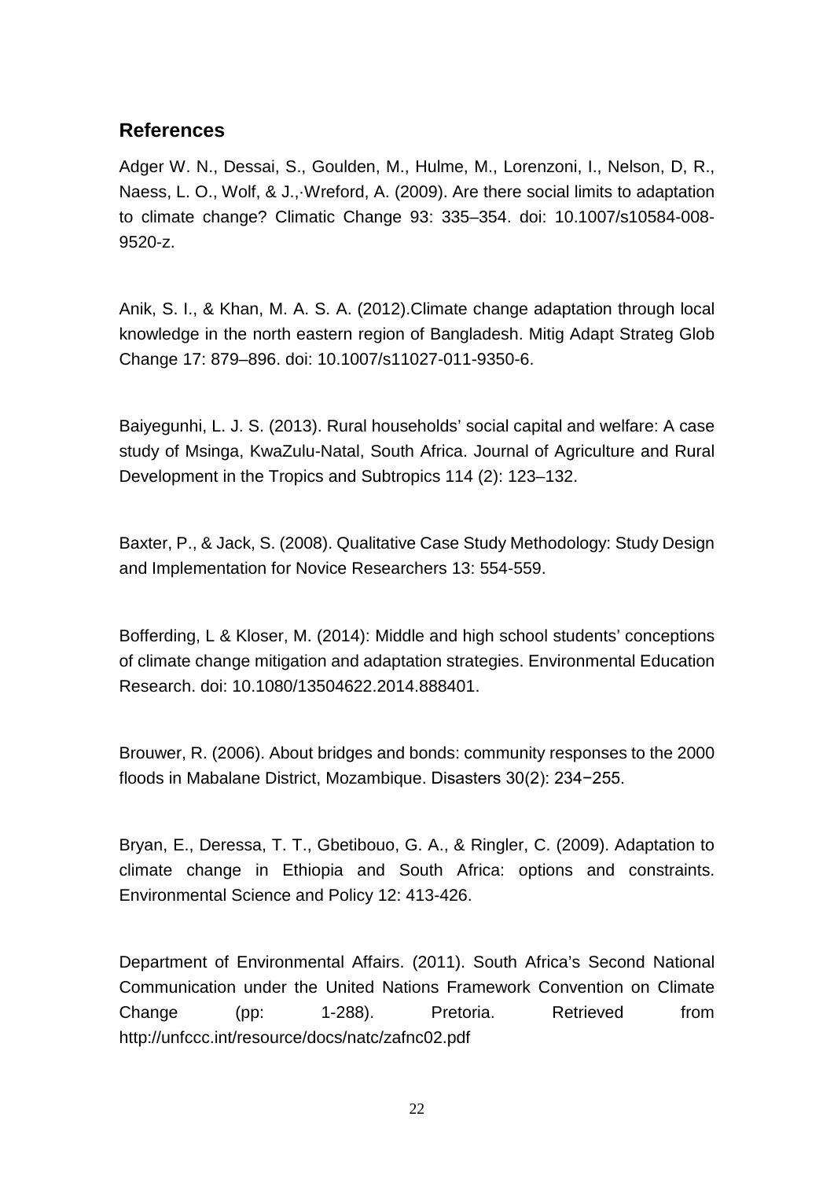## References

Adger W. N., Dessai, S., Goulden, M., Hulme, M., Lorenzoni, I., Nelson, D, R., Naess, L. O., Wolf, & J.,·Wreford, A. (2009). Are there social limits to adaptation to climate change? Climatic Change 93: 335–354. doi: 10.1007/s10584-008-9520-z.

Anik, S. I., & Khan, M. A. S. A. (2012).Climate change adaptation through local knowledge in the north eastern region of Bangladesh. Mitig Adapt Strateg Glob Change 17: 879–896. doi: 10.1007/s11027-011-9350-6.

Baiyegunhi, L. J. S. (2013). Rural households' social capital and welfare: A case study of Msinga, KwaZulu-Natal, South Africa. Journal of Agriculture and Rural Development in the Tropics and Subtropics 114 (2): 123–132.

Baxter, P., & Jack, S. (2008). Qualitative Case Study Methodology: Study Design and Implementation for Novice Researchers 13: 554-559.

Bofferding, L & Kloser, M. (2014): Middle and high school students' conceptions of climate change mitigation and adaptation strategies. Environmental Education Research. doi: 10.1080/13504622.2014.888401.

Brouwer, R. (2006). About bridges and bonds: community responses to the 2000 floods in Mabalane District, Mozambique. Disasters 30(2): 234−255.

Bryan, E., Deressa, T. T., Gbetibouo, G. A., & Ringler, C. (2009). Adaptation to climate change in Ethiopia and South Africa: options and constraints. Environmental Science and Policy 12: 413-426.

Department of Environmental Affairs. (2011). South Africa's Second National Communication under the United Nations Framework Convention on Climate Change (pp: 1-288). Pretoria. Retrieved from http://unfccc.int/resource/docs/natc/zafnc02.pdf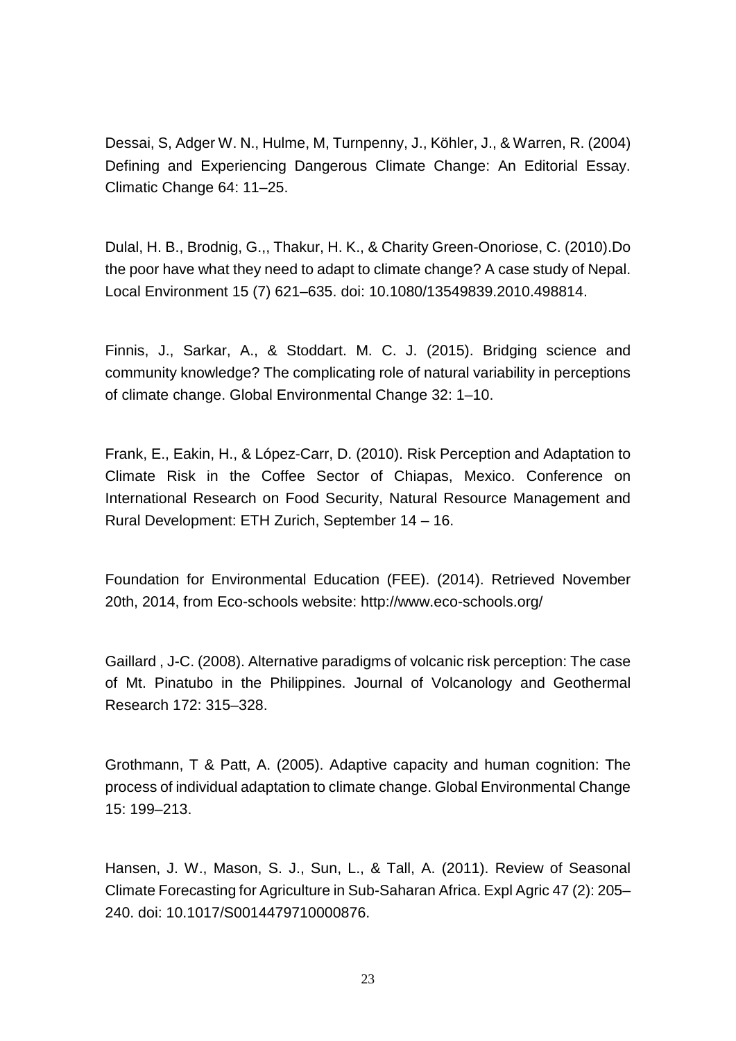Dessai, S, Adger W. N., Hulme, M, Turnpenny, J., Köhler, J., & Warren, R. (2004) Defining and Experiencing Dangerous Climate Change: An Editorial Essay. Climatic Change 64: 11–25.

Dulal, H. B., Brodnig, G.,, Thakur, H. K., & Charity Green-Onoriose, C. (2010).Do the poor have what they need to adapt to climate change? A case study of Nepal. Local Environment 15 (7) 621–635. doi: 10.1080/13549839.2010.498814.

Finnis, J., Sarkar, A., & Stoddart. M. C. J. (2015). Bridging science and community knowledge? The complicating role of natural variability in perceptions of climate change. Global Environmental Change 32: 1–10.

Frank, E., Eakin, H., & López-Carr, D. (2010). Risk Perception and Adaptation to Climate Risk in the Coffee Sector of Chiapas, Mexico. Conference on International Research on Food Security, Natural Resource Management and Rural Development: ETH Zurich, September 14 – 16.

Foundation for Environmental Education (FEE). (2014). Retrieved November 20th, 2014, from Eco-schools website: http://www.eco-schools.org/

Gaillard , J-C. (2008). Alternative paradigms of volcanic risk perception: The case of Mt. Pinatubo in the Philippines. Journal of Volcanology and Geothermal Research 172: 315–328.

Grothmann, T & Patt, A. (2005). Adaptive capacity and human cognition: The process of individual adaptation to climate change. Global Environmental Change 15: 199–213.

Hansen, J. W., Mason, S. J., Sun, L., & Tall, A. (2011). Review of Seasonal Climate Forecasting for Agriculture in Sub-Saharan Africa. Expl Agric 47 (2): 205–240. doi: 10.1017/S0014479710000876.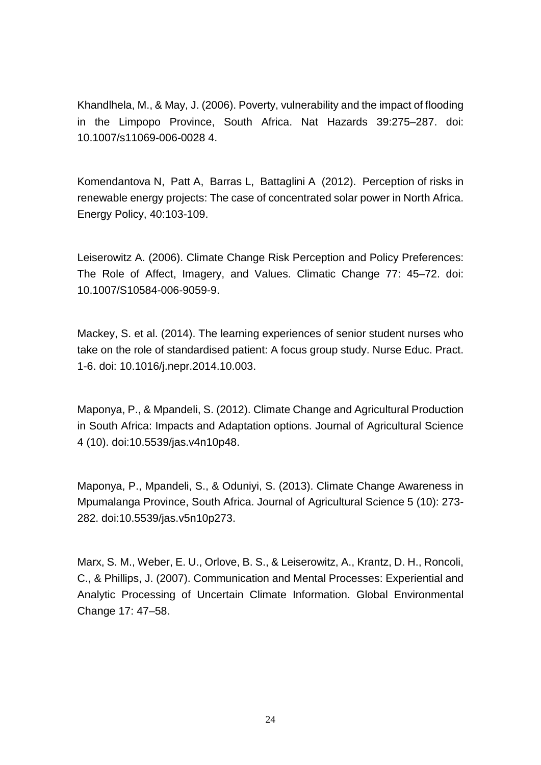Khandlhela, M., & May, J. (2006). Poverty, vulnerability and the impact of flooding in the Limpopo Province, South Africa. Nat Hazards 39:275–287. doi: 10.1007/s11069-006-0028 4.

Komendantova N, Patt A, Barras L, Battaglini A (2012). Perception of risks in renewable energy projects: The case of concentrated solar power in North Africa. Energy Policy, 40:103-109.

Leiserowitz A. (2006). Climate Change Risk Perception and Policy Preferences: The Role of Affect, Imagery, and Values. Climatic Change 77: 45–72. doi: 10.1007/S10584-006-9059-9.

Mackey, S. et al. (2014). The learning experiences of senior student nurses who take on the role of standardised patient: A focus group study. Nurse Educ. Pract. 1-6. doi: 10.1016/j.nepr.2014.10.003.

Maponya, P., & Mpandeli, S. (2012). Climate Change and Agricultural Production in South Africa: Impacts and Adaptation options. Journal of Agricultural Science 4 (10). doi:10.5539/jas.v4n10p48.

Maponya, P., Mpandeli, S., & Oduniyi, S. (2013). Climate Change Awareness in Mpumalanga Province, South Africa. Journal of Agricultural Science 5 (10): 273-282. doi:10.5539/jas.v5n10p273.

Marx, S. M., Weber, E. U., Orlove, B. S., & Leiserowitz, A., Krantz, D. H., Roncoli, C., & Phillips, J. (2007). Communication and Mental Processes: Experiential and Analytic Processing of Uncertain Climate Information. Global Environmental Change 17: 47–58.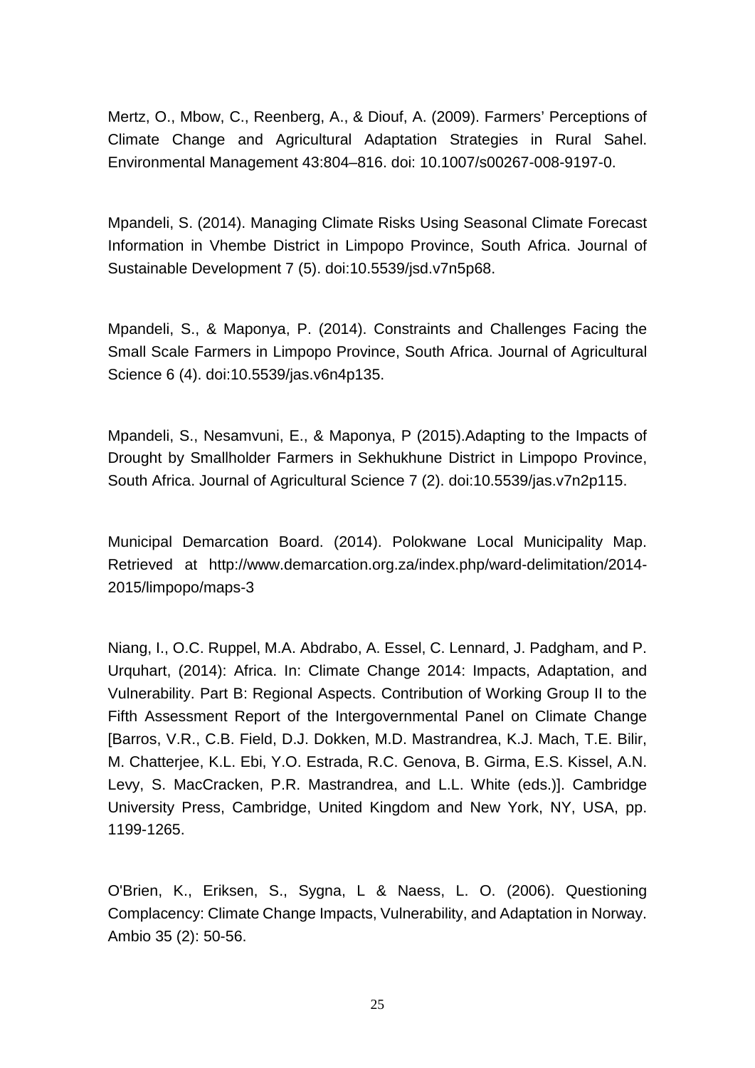Mertz, O., Mbow, C., Reenberg, A., & Diouf, A. (2009). Farmers' Perceptions of Climate Change and Agricultural Adaptation Strategies in Rural Sahel. Environmental Management 43:804–816. doi: 10.1007/s00267-008-9197-0.

Mpandeli, S. (2014). Managing Climate Risks Using Seasonal Climate Forecast Information in Vhembe District in Limpopo Province, South Africa. Journal of Sustainable Development 7 (5). doi:10.5539/jsd.v7n5p68.

Mpandeli, S., & Maponya, P. (2014). Constraints and Challenges Facing the Small Scale Farmers in Limpopo Province, South Africa. Journal of Agricultural Science 6 (4). doi:10.5539/jas.v6n4p135.

Mpandeli, S., Nesamvuni, E., & Maponya, P (2015).Adapting to the Impacts of Drought by Smallholder Farmers in Sekhukhune District in Limpopo Province, South Africa. Journal of Agricultural Science 7 (2). doi:10.5539/jas.v7n2p115.

Municipal Demarcation Board. (2014). Polokwane Local Municipality Map. Retrieved at http://www.demarcation.org.za/index.php/ward-delimitation/2014-2015/limpopo/maps-3

Niang, I., O.C. Ruppel, M.A. Abdrabo, A. Essel, C. Lennard, J. Padgham, and P. Urquhart, (2014): Africa. In: Climate Change 2014: Impacts, Adaptation, and Vulnerability. Part B: Regional Aspects. Contribution of Working Group II to the Fifth Assessment Report of the Intergovernmental Panel on Climate Change [Barros, V.R., C.B. Field, D.J. Dokken, M.D. Mastrandrea, K.J. Mach, T.E. Bilir, M. Chatterjee, K.L. Ebi, Y.O. Estrada, R.C. Genova, B. Girma, E.S. Kissel, A.N. Levy, S. MacCracken, P.R. Mastrandrea, and L.L. White (eds.)]. Cambridge University Press, Cambridge, United Kingdom and New York, NY, USA, pp. 1199-1265.

O'Brien, K., Eriksen, S., Sygna, L & Naess, L. O. (2006). Questioning Complacency: Climate Change Impacts, Vulnerability, and Adaptation in Norway. Ambio 35 (2): 50-56.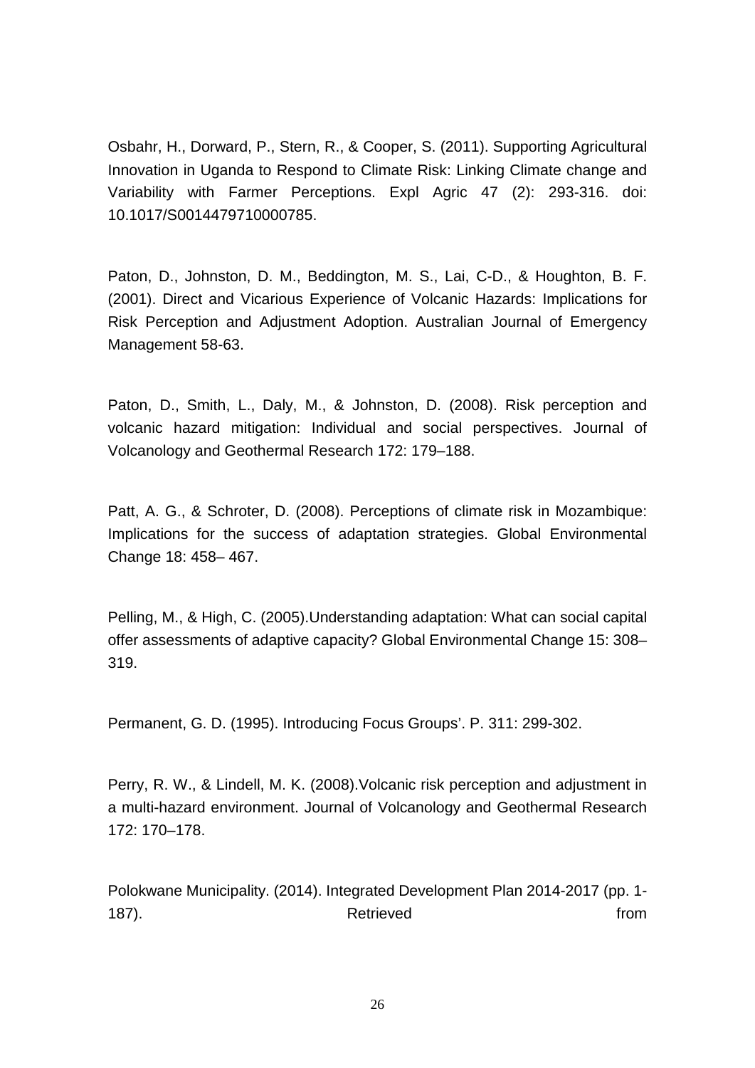Osbahr, H., Dorward, P., Stern, R., & Cooper, S. (2011). Supporting Agricultural Innovation in Uganda to Respond to Climate Risk: Linking Climate change and Variability with Farmer Perceptions. Expl Agric 47 (2): 293-316. doi: 10.1017/S0014479710000785.

Paton, D., Johnston, D. M., Beddington, M. S., Lai, C-D., & Houghton, B. F. (2001). Direct and Vicarious Experience of Volcanic Hazards: Implications for Risk Perception and Adjustment Adoption. Australian Journal of Emergency Management 58-63.

Paton, D., Smith, L., Daly, M., & Johnston, D. (2008). Risk perception and volcanic hazard mitigation: Individual and social perspectives. Journal of Volcanology and Geothermal Research 172: 179–188.

Patt, A. G., & Schroter, D. (2008). Perceptions of climate risk in Mozambique: Implications for the success of adaptation strategies. Global Environmental Change 18: 458– 467.

Pelling, M., & High, C. (2005).Understanding adaptation: What can social capital offer assessments of adaptive capacity? Global Environmental Change 15: 308–319.

Permanent, G. D. (1995). Introducing Focus Groups'. P. 311: 299-302.

Perry, R. W., & Lindell, M. K. (2008).Volcanic risk perception and adjustment in a multi-hazard environment. Journal of Volcanology and Geothermal Research 172: 170–178.

Polokwane Municipality. (2014). Integrated Development Plan 2014-2017 (pp. 1-187). Retrieved from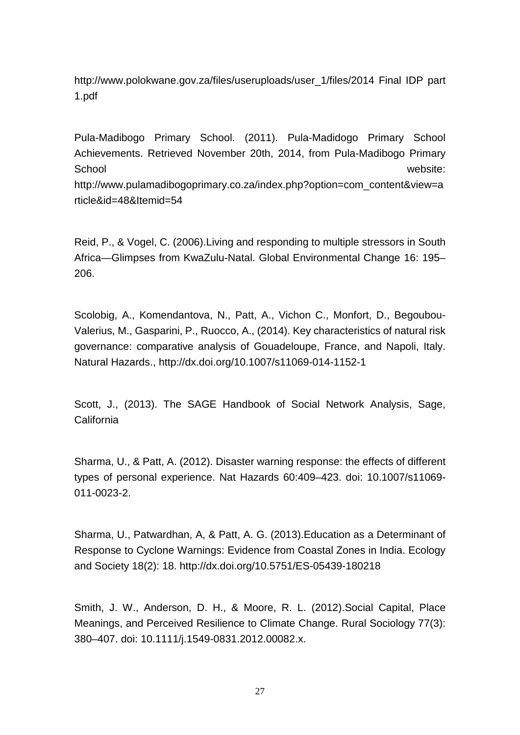http://www.polokwane.gov.za/files/useruploads/user_1/files/2014 Final IDP part 1.pdf

Pula-Madibogo Primary School. (2011). Pula-Madidogo Primary School Achievements. Retrieved November 20th, 2014, from Pula-Madibogo Primary School website: http://www.pulamadibogoprimary.co.za/index.php?option=com_content&view=article&id=48&Itemid=54

Reid, P., & Vogel, C. (2006).Living and responding to multiple stressors in South Africa—Glimpses from KwaZulu-Natal. Global Environmental Change 16: 195–206.

Scolobig, A., Komendantova, N., Patt, A., Vichon C., Monfort, D., Begoubou-Valerius, M., Gasparini, P., Ruocco, A., (2014). Key characteristics of natural risk governance: comparative analysis of Gouadeloupe, France, and Napoli, Italy. Natural Hazards., http://dx.doi.org/10.1007/s11069-014-1152-1

Scott, J., (2013). The SAGE Handbook of Social Network Analysis, Sage, California

Sharma, U., & Patt, A. (2012). Disaster warning response: the effects of different types of personal experience. Nat Hazards 60:409–423. doi: 10.1007/s11069-011-0023-2.

Sharma, U., Patwardhan, A, & Patt, A. G. (2013).Education as a Determinant of Response to Cyclone Warnings: Evidence from Coastal Zones in India. Ecology and Society 18(2): 18. http://dx.doi.org/10.5751/ES-05439-180218

Smith, J. W., Anderson, D. H., & Moore, R. L. (2012).Social Capital, Place Meanings, and Perceived Resilience to Climate Change. Rural Sociology 77(3): 380–407. doi: 10.1111/j.1549-0831.2012.00082.x.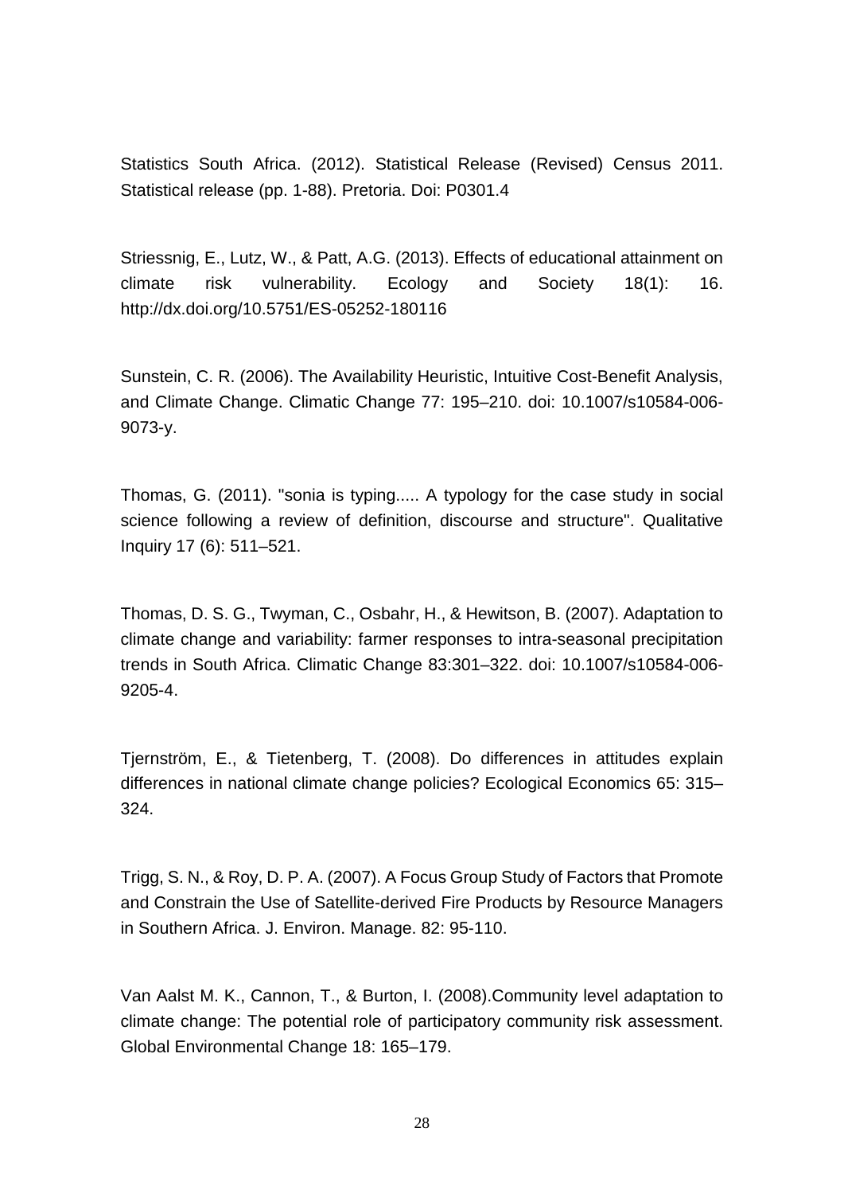Statistics South Africa. (2012). Statistical Release (Revised) Census 2011. Statistical release (pp. 1-88). Pretoria. Doi: P0301.4

Striessnig, E., Lutz, W., & Patt, A.G. (2013). Effects of educational attainment on climate risk vulnerability. Ecology and Society 18(1): 16. http://dx.doi.org/10.5751/ES-05252-180116

Sunstein, C. R. (2006). The Availability Heuristic, Intuitive Cost-Benefit Analysis, and Climate Change. Climatic Change 77: 195–210. doi: 10.1007/s10584-006-9073-y.

Thomas, G. (2011). "sonia is typing..... A typology for the case study in social science following a review of definition, discourse and structure". Qualitative Inquiry 17 (6): 511–521.

Thomas, D. S. G., Twyman, C., Osbahr, H., & Hewitson, B. (2007). Adaptation to climate change and variability: farmer responses to intra-seasonal precipitation trends in South Africa. Climatic Change 83:301–322. doi: 10.1007/s10584-006-9205-4.

Tjernström, E., & Tietenberg, T. (2008). Do differences in attitudes explain differences in national climate change policies? Ecological Economics 65: 315–324.

Trigg, S. N., & Roy, D. P. A. (2007). A Focus Group Study of Factors that Promote and Constrain the Use of Satellite-derived Fire Products by Resource Managers in Southern Africa. J. Environ. Manage. 82: 95-110.

Van Aalst M. K., Cannon, T., & Burton, I. (2008).Community level adaptation to climate change: The potential role of participatory community risk assessment. Global Environmental Change 18: 165–179.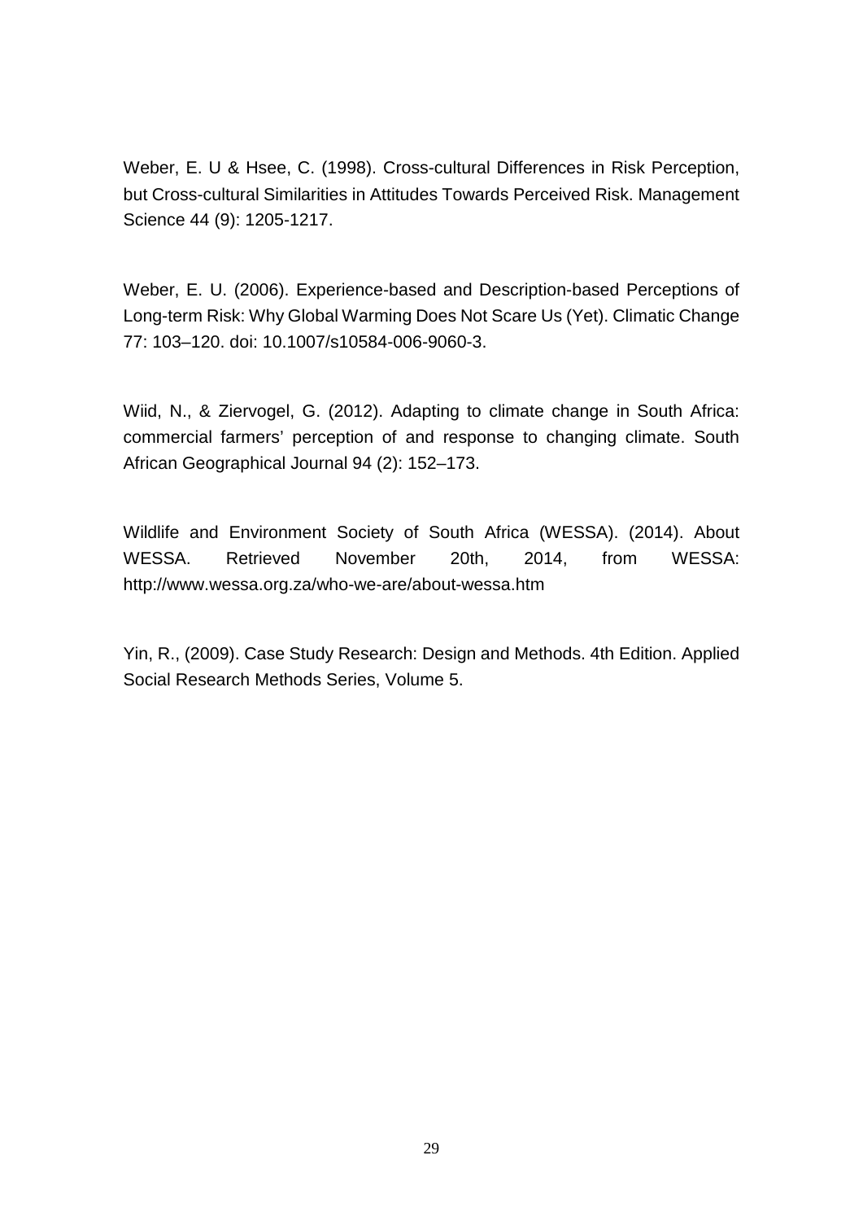Weber, E. U & Hsee, C. (1998). Cross-cultural Differences in Risk Perception, but Cross-cultural Similarities in Attitudes Towards Perceived Risk. Management Science 44 (9): 1205-1217.

Weber, E. U. (2006). Experience-based and Description-based Perceptions of Long-term Risk: Why Global Warming Does Not Scare Us (Yet). Climatic Change 77: 103–120. doi: 10.1007/s10584-006-9060-3.

Wiid, N., & Ziervogel, G. (2012). Adapting to climate change in South Africa: commercial farmers' perception of and response to changing climate. South African Geographical Journal 94 (2): 152–173.

Wildlife and Environment Society of South Africa (WESSA). (2014). About WESSA. Retrieved November 20th, 2014, from WESSA: http://www.wessa.org.za/who-we-are/about-wessa.htm

Yin, R., (2009). Case Study Research: Design and Methods. 4th Edition. Applied Social Research Methods Series, Volume 5.